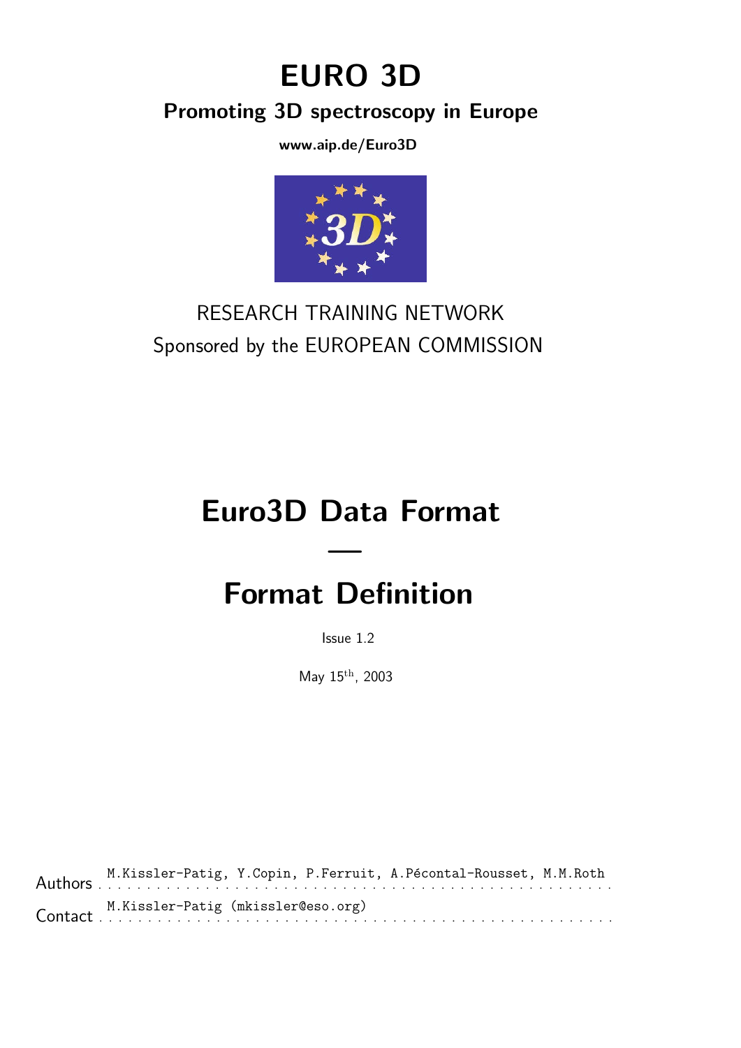# EURO 3D

## Promoting 3D spectroscopy in Europe

**www.aip.de/Euro3D**

RESEARCH TRAINING NETWORK

Sponsored by the EUROPEAN COMMISSION

# Euro3D Data Format

## —

# Format Definition

Issue 1.2

May 15$^{\text{th}}$, 2003

Authors ........ M.Kissler-Patig, Y.Copin, P.Ferruit, A.Pécontal-Rousset, M.M.Roth

Contact ........ M.Kissler-Patig (mkissler@eso.org)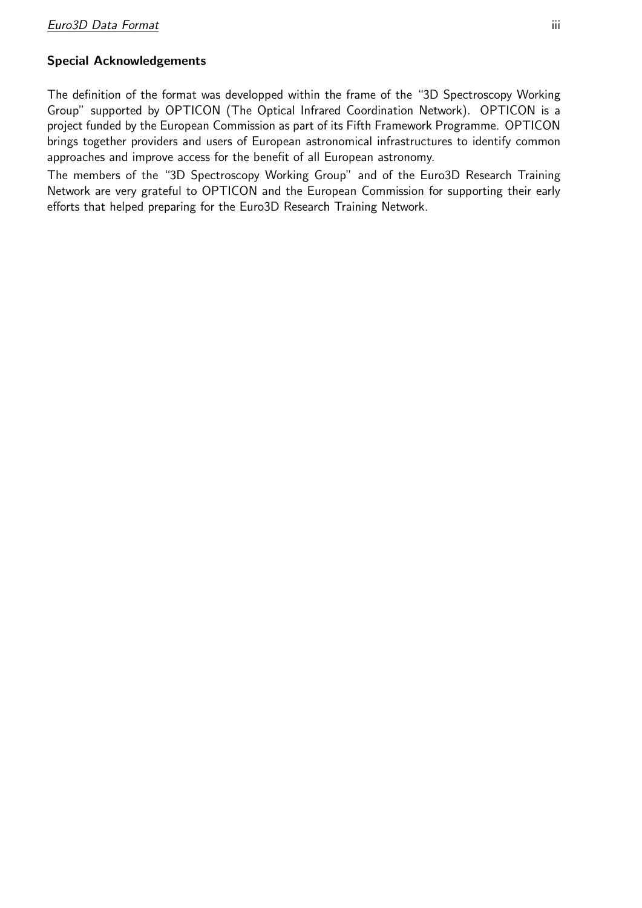### Special Acknowledgements

The definition of the format was developped within the frame of the "3D Spectroscopy Working Group" supported by OPTICON (The Optical Infrared Coordination Network). OPTICON is a project funded by the European Commission as part of its Fifth Framework Programme. OPTICON brings together providers and users of European astronomical infrastructures to identify common approaches and improve access for the benefit of all European astronomy.

The members of the "3D Spectroscopy Working Group" and of the Euro3D Research Training Network are very grateful to OPTICON and the European Commission for supporting their early efforts that helped preparing for the Euro3D Research Training Network.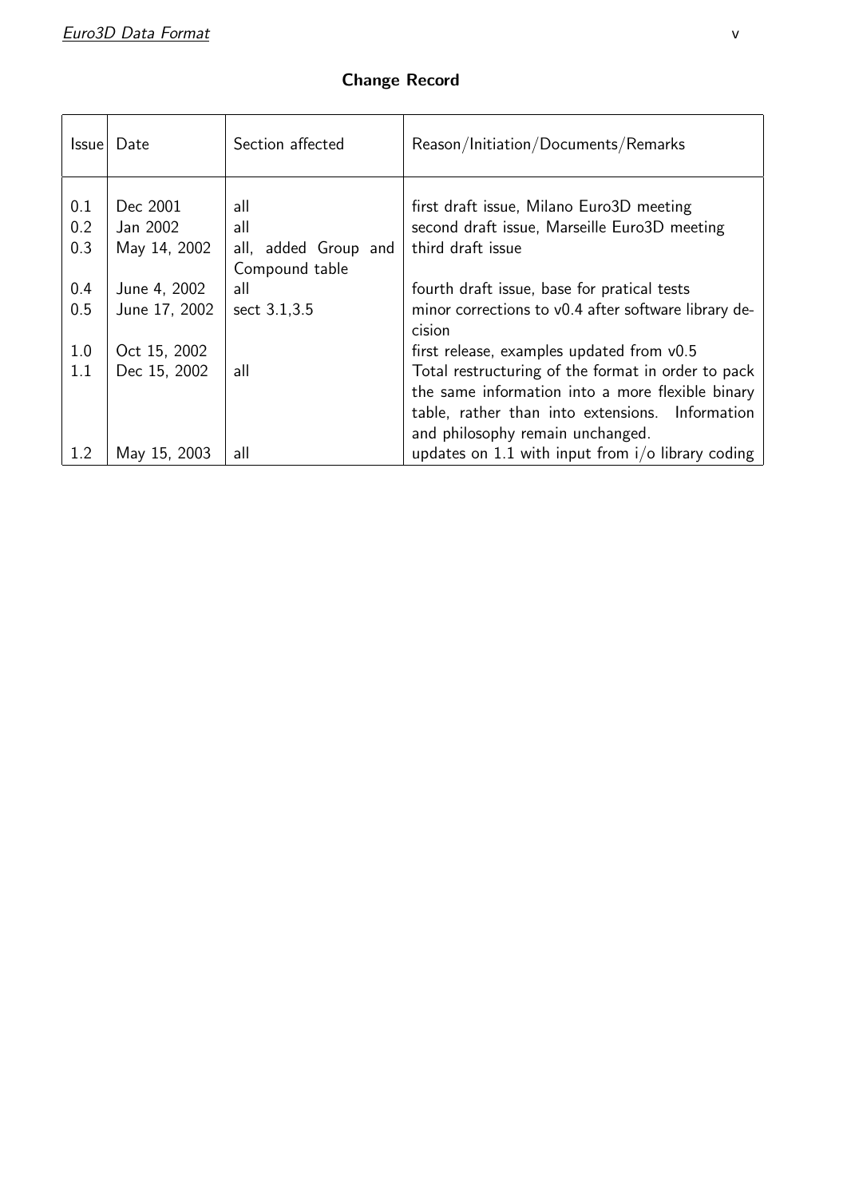## Change Record

| Issue | Date | Section affected | Reason/Initiation/Documents/Remarks |
|---|---|---|---|
| 0.1 | Dec 2001 | all | first draft issue, Milano Euro3D meeting |
| 0.2 | Jan 2002 | all | second draft issue, Marseille Euro3D meeting |
| 0.3 | May 14, 2002 | all, added Group and Compound table | third draft issue |
| 0.4 | June 4, 2002 | all | fourth draft issue, base for pratical tests |
| 0.5 | June 17, 2002 | sect 3.1,3.5 | minor corrections to v0.4 after software library decision |
| 1.0 | Oct 15, 2002 | | first release, examples updated from v0.5 |
| 1.1 | Dec 15, 2002 | all | Total restructuring of the format in order to pack the same information into a more flexible binary table, rather than into extensions. Information and philosophy remain unchanged. |
| 1.2 | May 15, 2003 | all | updates on 1.1 with input from i/o library coding |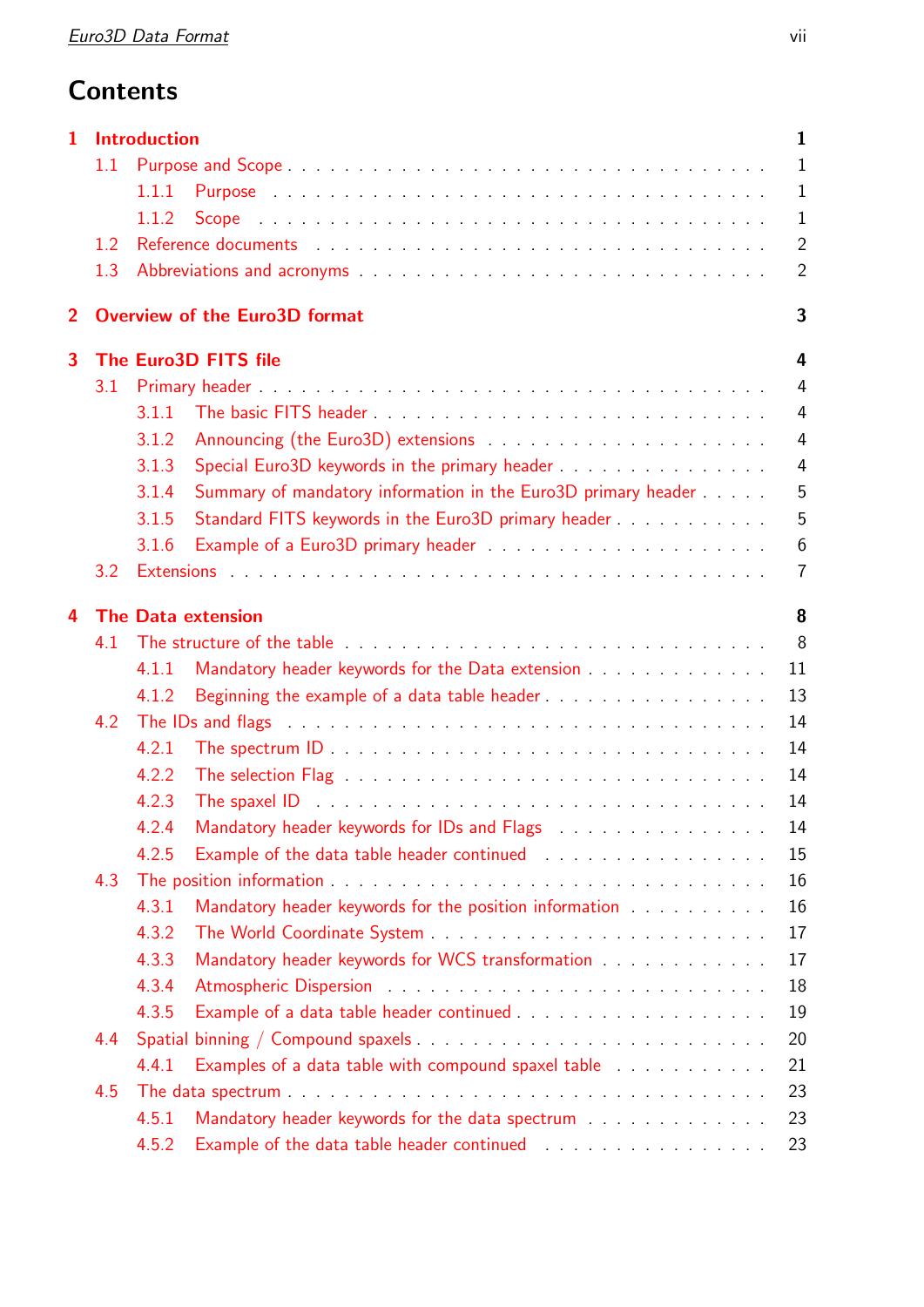# Contents

**1 Introduction** — 1

- 1.1 Purpose and Scope — 1
  - 1.1.1 Purpose — 1
  - 1.1.2 Scope — 1
- 1.2 Reference documents — 2
- 1.3 Abbreviations and acronyms — 2

**2 Overview of the Euro3D format** — 3

**3 The Euro3D FITS file** — 4

- 3.1 Primary header — 4
  - 3.1.1 The basic FITS header — 4
  - 3.1.2 Announcing (the Euro3D) extensions — 4
  - 3.1.3 Special Euro3D keywords in the primary header — 4
  - 3.1.4 Summary of mandatory information in the Euro3D primary header — 5
  - 3.1.5 Standard FITS keywords in the Euro3D primary header — 5
  - 3.1.6 Example of a Euro3D primary header — 6
- 3.2 Extensions — 7

**4 The Data extension** — 8

- 4.1 The structure of the table — 8
  - 4.1.1 Mandatory header keywords for the Data extension — 11
  - 4.1.2 Beginning the example of a data table header — 13
- 4.2 The IDs and flags — 14
  - 4.2.1 The spectrum ID — 14
  - 4.2.2 The selection Flag — 14
  - 4.2.3 The spaxel ID — 14
  - 4.2.4 Mandatory header keywords for IDs and Flags — 14
  - 4.2.5 Example of the data table header continued — 15
- 4.3 The position information — 16
  - 4.3.1 Mandatory header keywords for the position information — 16
  - 4.3.2 The World Coordinate System — 17
  - 4.3.3 Mandatory header keywords for WCS transformation — 17
  - 4.3.4 Atmospheric Dispersion — 18
  - 4.3.5 Example of a data table header continued — 19
- 4.4 Spatial binning / Compound spaxels — 20
  - 4.4.1 Examples of a data table with compound spaxel table — 21
- 4.5 The data spectrum — 23
  - 4.5.1 Mandatory header keywords for the data spectrum — 23
  - 4.5.2 Example of the data table header continued — 23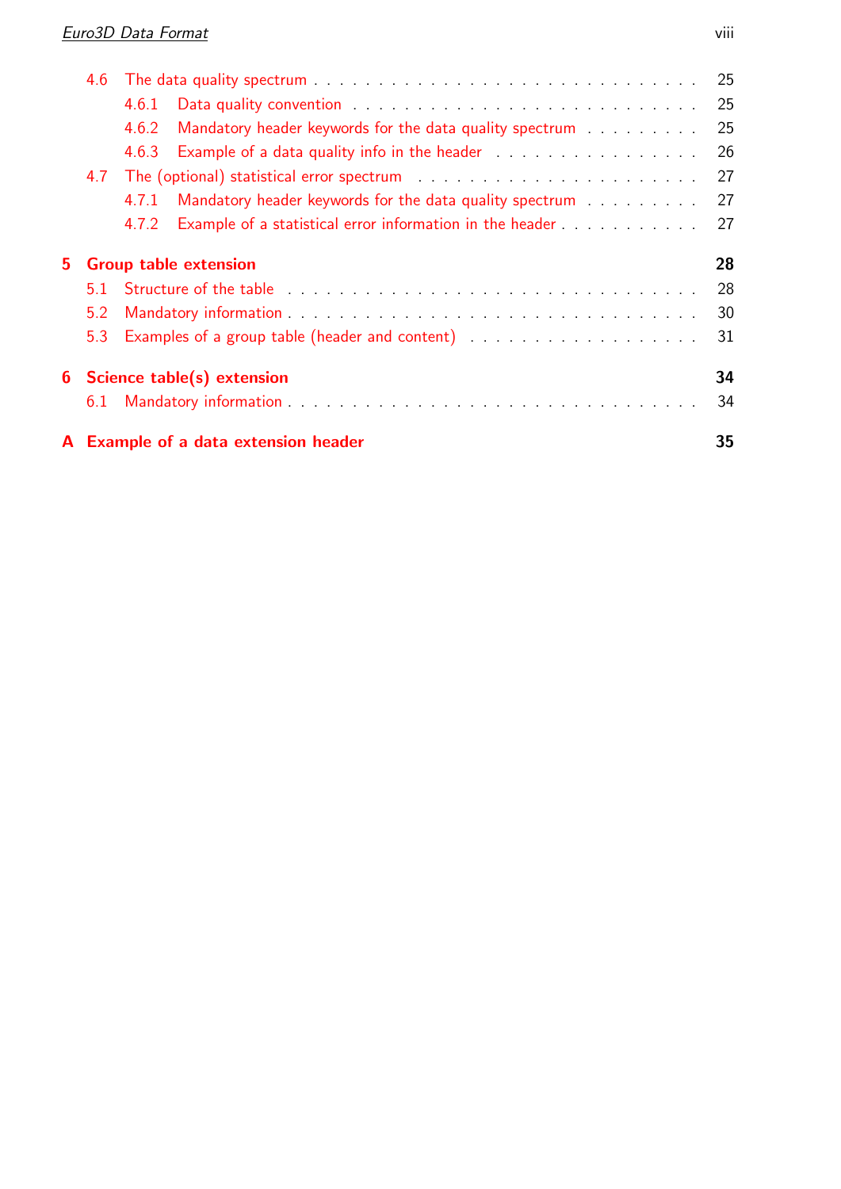- 4.6 The data quality spectrum . . . . . . . . . . . . . . . . . . . . . . . . . . . . . 25
  - 4.6.1 Data quality convention . . . . . . . . . . . . . . . . . . . . . . . . . . . 25
  - 4.6.2 Mandatory header keywords for the data quality spectrum . . . . . . . . . 25
  - 4.6.3 Example of a data quality info in the header . . . . . . . . . . . . . . . . 26
- 4.7 The (optional) statistical error spectrum . . . . . . . . . . . . . . . . . . . . . 27
  - 4.7.1 Mandatory header keywords for the data quality spectrum . . . . . . . . . 27
  - 4.7.2 Example of a statistical error information in the header . . . . . . . . . . 27

**5 Group table extension** **28**

- 5.1 Structure of the table . . . . . . . . . . . . . . . . . . . . . . . . . . . . . . . 28
- 5.2 Mandatory information . . . . . . . . . . . . . . . . . . . . . . . . . . . . . . 30
- 5.3 Examples of a group table (header and content) . . . . . . . . . . . . . . . . . 31

**6 Science table(s) extension** **34**

- 6.1 Mandatory information . . . . . . . . . . . . . . . . . . . . . . . . . . . . . . 34

**A Example of a data extension header** **35**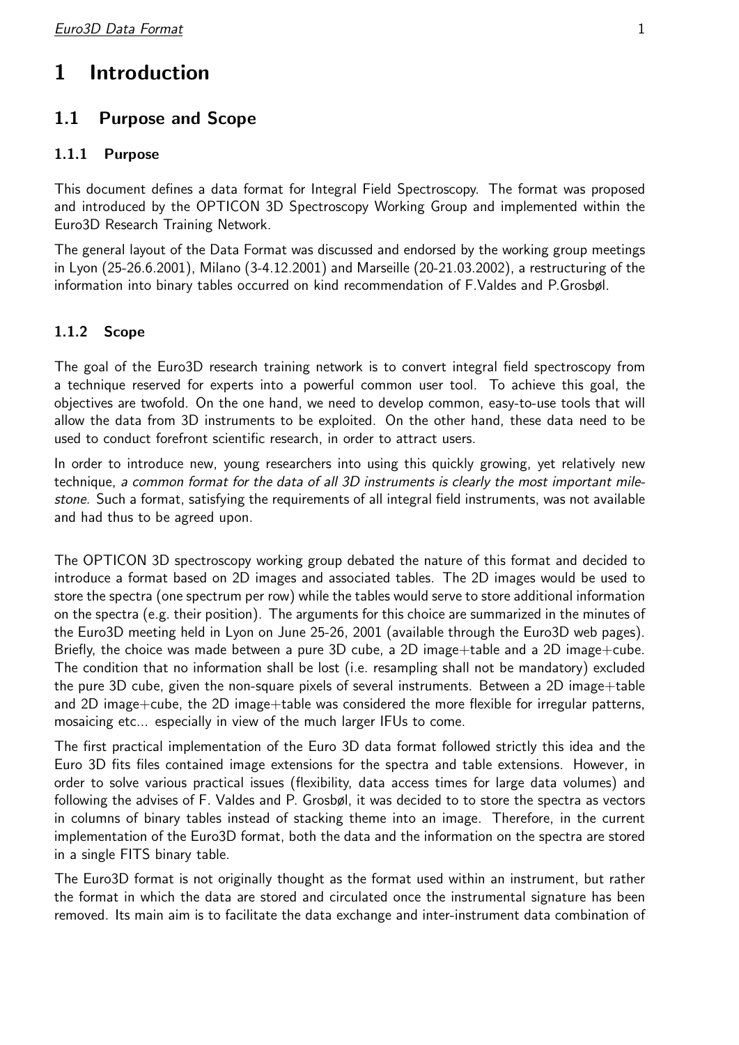# 1 Introduction

## 1.1 Purpose and Scope

### 1.1.1 Purpose

This document defines a data format for Integral Field Spectroscopy. The format was proposed and introduced by the OPTICON 3D Spectroscopy Working Group and implemented within the Euro3D Research Training Network.

The general layout of the Data Format was discussed and endorsed by the working group meetings in Lyon (25-26.6.2001), Milano (3-4.12.2001) and Marseille (20-21.03.2002), a restructuring of the information into binary tables occurred on kind recommendation of F.Valdes and P.Grosbøl.

### 1.1.2 Scope

The goal of the Euro3D research training network is to convert integral field spectroscopy from a technique reserved for experts into a powerful common user tool. To achieve this goal, the objectives are twofold. On the one hand, we need to develop common, easy-to-use tools that will allow the data from 3D instruments to be exploited. On the other hand, these data need to be used to conduct forefront scientific research, in order to attract users.

In order to introduce new, young researchers into using this quickly growing, yet relatively new technique, *a common format for the data of all 3D instruments is clearly the most important milestone.* Such a format, satisfying the requirements of all integral field instruments, was not available and had thus to be agreed upon.

The OPTICON 3D spectroscopy working group debated the nature of this format and decided to introduce a format based on 2D images and associated tables. The 2D images would be used to store the spectra (one spectrum per row) while the tables would serve to store additional information on the spectra (e.g. their position). The arguments for this choice are summarized in the minutes of the Euro3D meeting held in Lyon on June 25-26, 2001 (available through the Euro3D web pages). Briefly, the choice was made between a pure 3D cube, a 2D image+table and a 2D image+cube. The condition that no information shall be lost (i.e. resampling shall not be mandatory) excluded the pure 3D cube, given the non-square pixels of several instruments. Between a 2D image+table and 2D image+cube, the 2D image+table was considered the more flexible for irregular patterns, mosaicing etc... especially in view of the much larger IFUs to come.

The first practical implementation of the Euro 3D data format followed strictly this idea and the Euro 3D fits files contained image extensions for the spectra and table extensions. However, in order to solve various practical issues (flexibility, data access times for large data volumes) and following the advises of F. Valdes and P. Grosbøl, it was decided to to store the spectra as vectors in columns of binary tables instead of stacking theme into an image. Therefore, in the current implementation of the Euro3D format, both the data and the information on the spectra are stored in a single FITS binary table.

The Euro3D format is not originally thought as the format used within an instrument, but rather the format in which the data are stored and circulated once the instrumental signature has been removed. Its main aim is to facilitate the data exchange and inter-instrument data combination of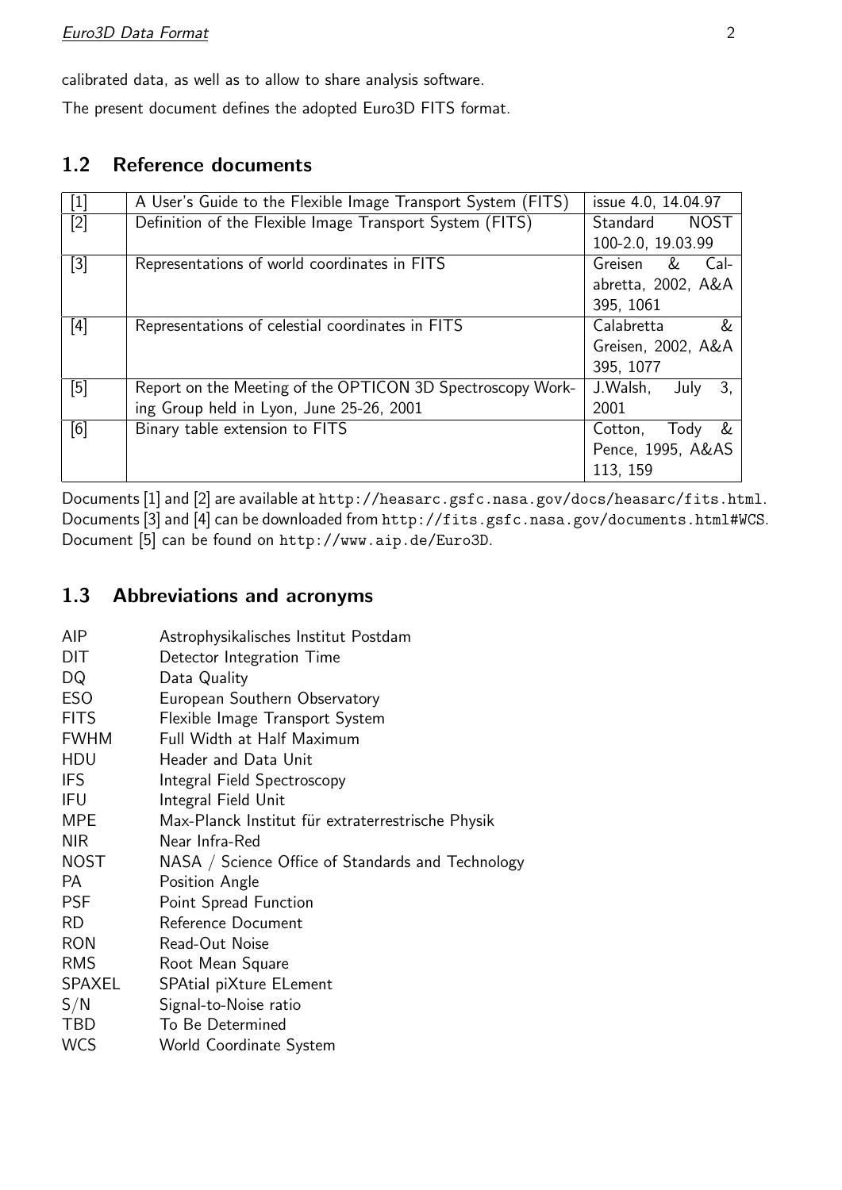calibrated data, as well as to allow to share analysis software.

The present document defines the adopted Euro3D FITS format.

## 1.2 Reference documents

| | | |
|---|---|---|
| [1] | A User's Guide to the Flexible Image Transport System (FITS) | issue 4.0, 14.04.97 |
| [2] | Definition of the Flexible Image Transport System (FITS) | Standard NOST 100-2.0, 19.03.99 |
| [3] | Representations of world coordinates in FITS | Greisen & Calabretta, 2002, A&A 395, 1061 |
| [4] | Representations of celestial coordinates in FITS | Calabretta & Greisen, 2002, A&A 395, 1077 |
| [5] | Report on the Meeting of the OPTICON 3D Spectroscopy Working Group held in Lyon, June 25-26, 2001 | J.Walsh, July 3, 2001 |
| [6] | Binary table extension to FITS | Cotton, Tody & Pence, 1995, A&AS 113, 159 |

Documents [1] and [2] are available at `http://heasarc.gsfc.nasa.gov/docs/heasarc/fits.html`. Documents [3] and [4] can be downloaded from `http://fits.gsfc.nasa.gov/documents.html#WCS`. Document [5] can be found on `http://www.aip.de/Euro3D`.

## 1.3 Abbreviations and acronyms

| | |
|---|---|
| AIP | Astrophysikalisches Institut Postdam |
| DIT | Detector Integration Time |
| DQ | Data Quality |
| ESO | European Southern Observatory |
| FITS | Flexible Image Transport System |
| FWHM | Full Width at Half Maximum |
| HDU | Header and Data Unit |
| IFS | Integral Field Spectroscopy |
| IFU | Integral Field Unit |
| MPE | Max-Planck Institut für extraterrestrische Physik |
| NIR | Near Infra-Red |
| NOST | NASA / Science Office of Standards and Technology |
| PA | Position Angle |
| PSF | Point Spread Function |
| RD | Reference Document |
| RON | Read-Out Noise |
| RMS | Root Mean Square |
| SPAXEL | SPAtial piXture ELement |
| S/N | Signal-to-Noise ratio |
| TBD | To Be Determined |
| WCS | World Coordinate System |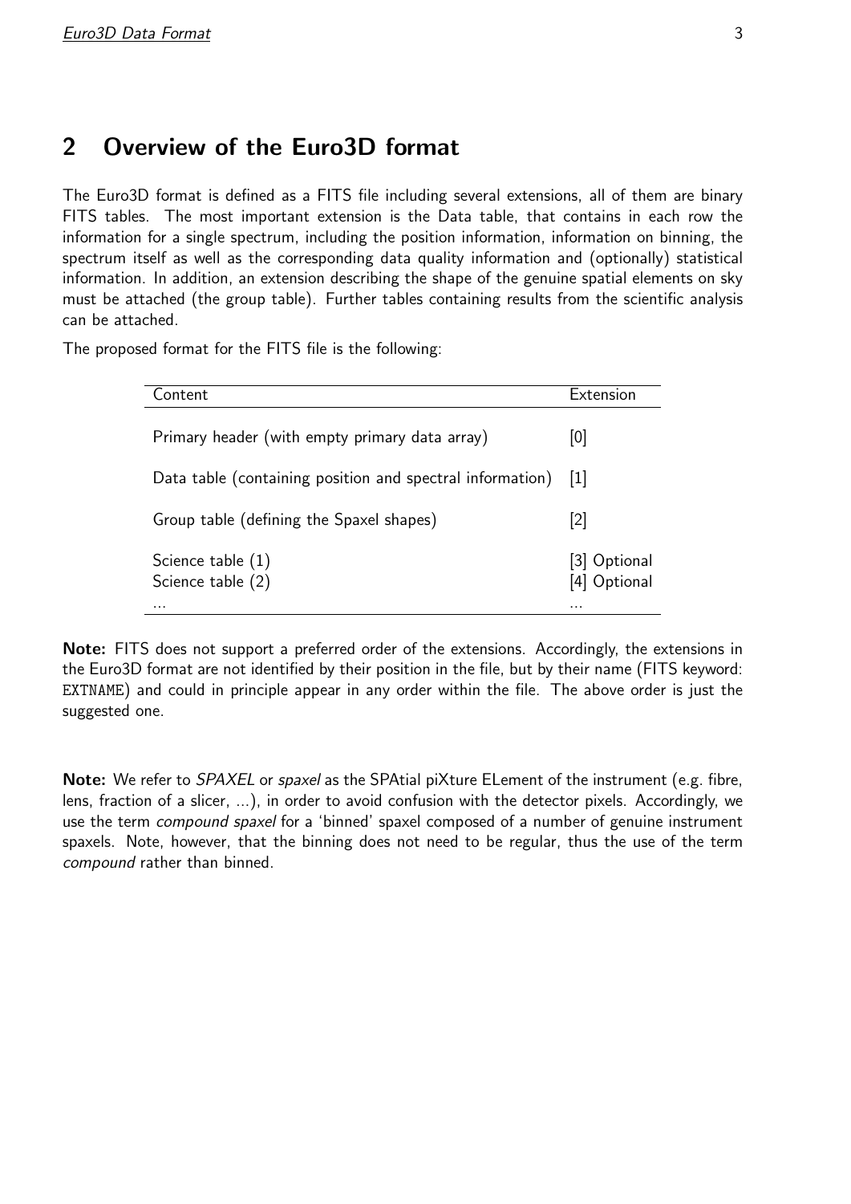## 2 Overview of the Euro3D format

The Euro3D format is defined as a FITS file including several extensions, all of them are binary FITS tables. The most important extension is the Data table, that contains in each row the information for a single spectrum, including the position information, information on binning, the spectrum itself as well as the corresponding data quality information and (optionally) statistical information. In addition, an extension describing the shape of the genuine spatial elements on sky must be attached (the group table). Further tables containing results from the scientific analysis can be attached.

The proposed format for the FITS file is the following:

| Content | Extension |
|---|---|
| Primary header (with empty primary data array) | [0] |
| Data table (containing position and spectral information) | [1] |
| Group table (defining the Spaxel shapes) | [2] |
| Science table (1) | [3] Optional |
| Science table (2) | [4] Optional |
| ... | ... |

**Note:** FITS does not support a preferred order of the extensions. Accordingly, the extensions in the Euro3D format are not identified by their position in the file, but by their name (FITS keyword: `EXTNAME`) and could in principle appear in any order within the file. The above order is just the suggested one.

**Note:** We refer to *SPAXEL* or *spaxel* as the SPAtial piXture ELement of the instrument (e.g. fibre, lens, fraction of a slicer, ...), in order to avoid confusion with the detector pixels. Accordingly, we use the term *compound spaxel* for a 'binned' spaxel composed of a number of genuine instrument spaxels. Note, however, that the binning does not need to be regular, thus the use of the term *compound* rather than binned.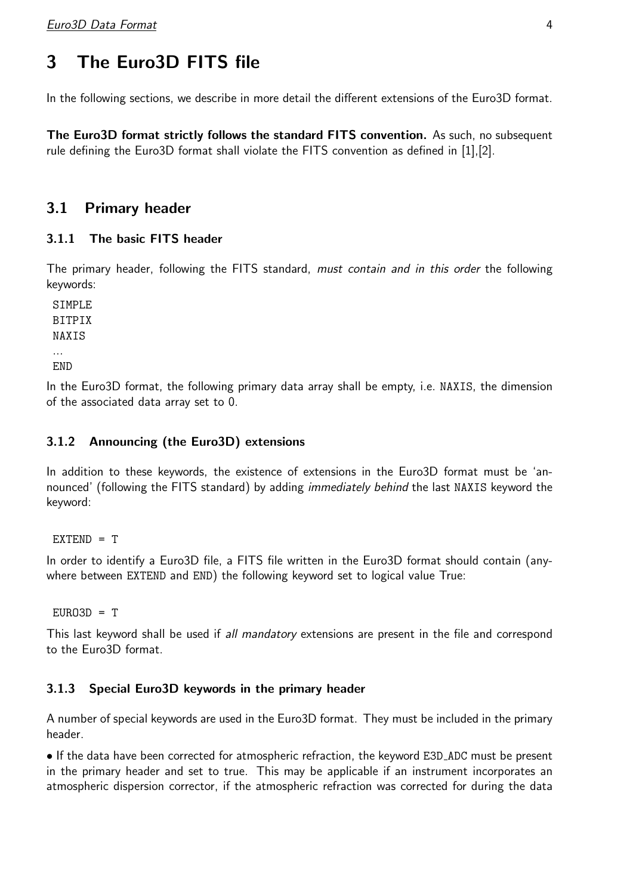# 3 The Euro3D FITS file

In the following sections, we describe in more detail the different extensions of the Euro3D format.

**The Euro3D format strictly follows the standard FITS convention.** As such, no subsequent rule defining the Euro3D format shall violate the FITS convention as defined in [1],[2].

## 3.1 Primary header

### 3.1.1 The basic FITS header

The primary header, following the FITS standard, *must contain and in this order* the following keywords:

```
SIMPLE
BITPIX
NAXIS
...
END
```

In the Euro3D format, the following primary data array shall be empty, i.e. NAXIS, the dimension of the associated data array set to 0.

### 3.1.2 Announcing (the Euro3D) extensions

In addition to these keywords, the existence of extensions in the Euro3D format must be 'announced' (following the FITS standard) by adding *immediately behind* the last NAXIS keyword the keyword:

```
EXTEND = T
```

In order to identify a Euro3D file, a FITS file written in the Euro3D format should contain (anywhere between EXTEND and END) the following keyword set to logical value True:

```
EURO3D = T
```

This last keyword shall be used if *all mandatory* extensions are present in the file and correspond to the Euro3D format.

### 3.1.3 Special Euro3D keywords in the primary header

A number of special keywords are used in the Euro3D format. They must be included in the primary header.

- If the data have been corrected for atmospheric refraction, the keyword E3D_ADC must be present in the primary header and set to true. This may be applicable if an instrument incorporates an atmospheric dispersion corrector, if the atmospheric refraction was corrected for during the data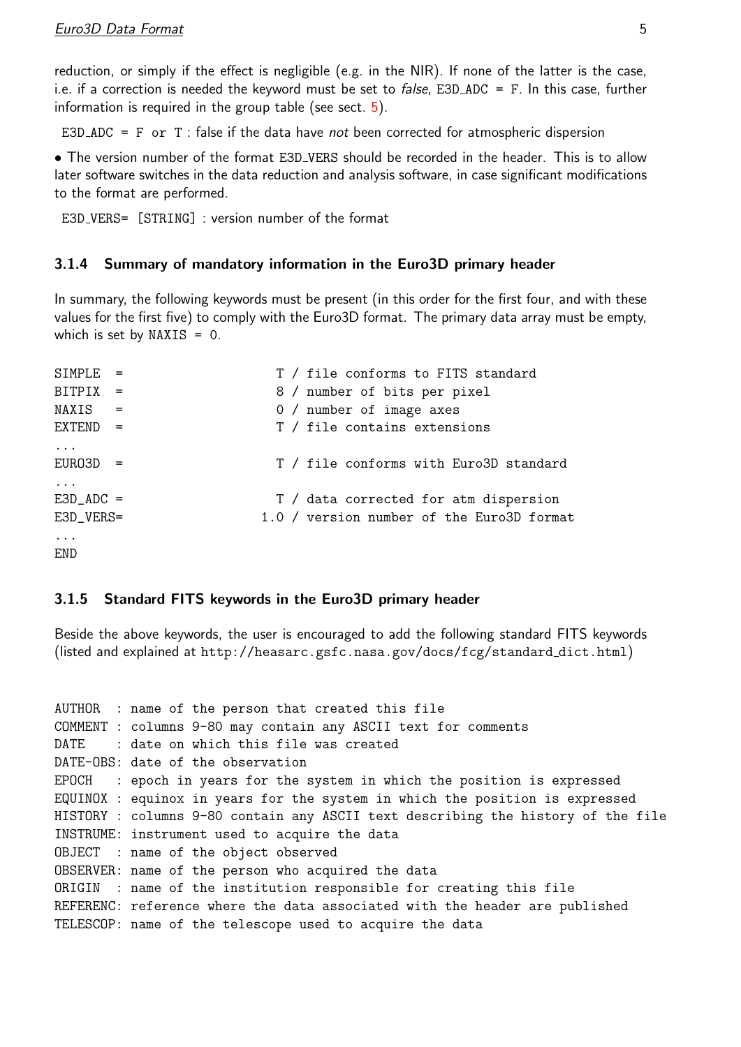reduction, or simply if the effect is negligible (e.g. in the NIR). If none of the latter is the case, i.e. if a correction is needed the keyword must be set to *false*, E3D_ADC = F. In this case, further information is required in the group table (see sect. 5).

E3D_ADC = F or T : false if the data have *not* been corrected for atmospheric dispersion

• The version number of the format E3D_VERS should be recorded in the header. This is to allow later software switches in the data reduction and analysis software, in case significant modifications to the format are performed.

E3D_VERS= [STRING] : version number of the format

### 3.1.4 Summary of mandatory information in the Euro3D primary header

In summary, the following keywords must be present (in this order for the first four, and with these values for the first five) to comply with the Euro3D format. The primary data array must be empty, which is set by NAXIS = 0.

```
SIMPLE  =                    T / file conforms to FITS standard
BITPIX  =                    8 / number of bits per pixel
NAXIS   =                    0 / number of image axes
EXTEND  =                    T / file contains extensions
...
EURO3D  =                    T / file conforms with Euro3D standard
...
E3D_ADC =                    T / data corrected for atm dispersion
E3D_VERS=                  1.0 / version number of the Euro3D format
...
END
```

### 3.1.5 Standard FITS keywords in the Euro3D primary header

Beside the above keywords, the user is encouraged to add the following standard FITS keywords (listed and explained at http://heasarc.gsfc.nasa.gov/docs/fcg/standard_dict.html)

```
AUTHOR  : name of the person that created this file
COMMENT : columns 9-80 may contain any ASCII text for comments
DATE    : date on which this file was created
DATE-OBS: date of the observation
EPOCH   : epoch in years for the system in which the position is expressed
EQUINOX : equinox in years for the system in which the position is expressed
HISTORY : columns 9-80 contain any ASCII text describing the history of the file
INSTRUME: instrument used to acquire the data
OBJECT  : name of the object observed
OBSERVER: name of the person who acquired the data
ORIGIN  : name of the institution responsible for creating this file
REFERENC: reference where the data associated with the header are published
TELESCOP: name of the telescope used to acquire the data
```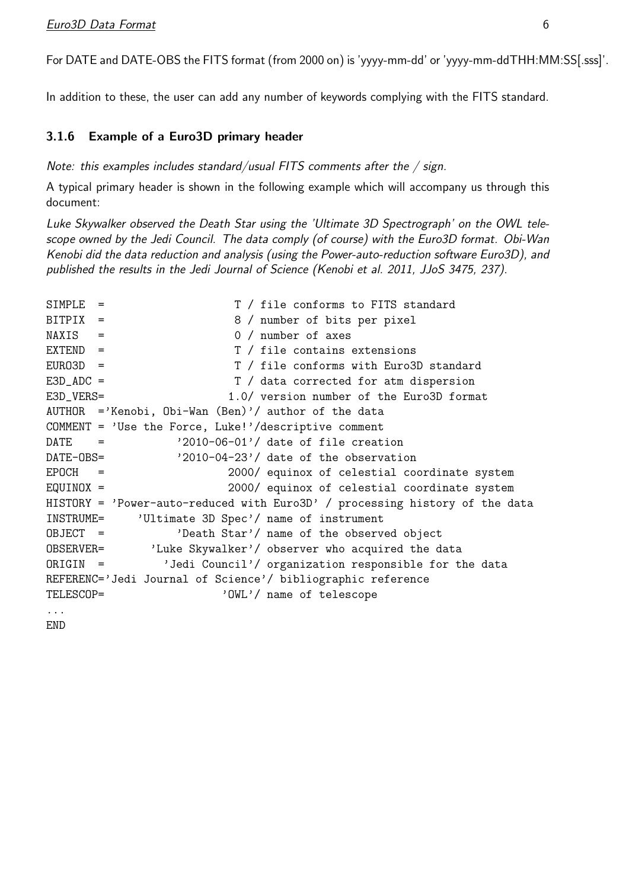For DATE and DATE-OBS the FITS format (from 2000 on) is 'yyyy-mm-dd' or 'yyyy-mm-ddTHH:MM:SS[.sss]'.

In addition to these, the user can add any number of keywords complying with the FITS standard.

### 3.1.6 Example of a Euro3D primary header

*Note: this examples includes standard/usual FITS comments after the / sign.*

A typical primary header is shown in the following example which will accompany us through this document:

*Luke Skywalker observed the Death Star using the 'Ultimate 3D Spectrograph' on the OWL telescope owned by the Jedi Council. The data comply (of course) with the Euro3D format. Obi-Wan Kenobi did the data reduction and analysis (using the Power-auto-reduction software Euro3D), and published the results in the Jedi Journal of Science (Kenobi et al. 2011, JJoS 3475, 237).*

```
SIMPLE  =                    T / file conforms to FITS standard
BITPIX  =                    8 / number of bits per pixel
NAXIS   =                    0 / number of axes
EXTEND  =                    T / file contains extensions
EURO3D  =                    T / file conforms with Euro3D standard
E3D_ADC =                    T / data corrected for atm dispersion
E3D_VERS=                  1.0/ version number of the Euro3D format
AUTHOR  ='Kenobi, Obi-Wan (Ben)'/ author of the data
COMMENT = 'Use the Force, Luke!'/descriptive comment
DATE    =           '2010-06-01'/ date of file creation
DATE-OBS=           '2010-04-23'/ date of the observation
EPOCH   =                  2000/ equinox of celestial coordinate system
EQUINOX =                  2000/ equinox of celestial coordinate system
HISTORY = 'Power-auto-reduced with Euro3D' / processing history of the data
INSTRUME=     'Ultimate 3D Spec'/ name of instrument
OBJECT  =           'Death Star'/ name of the observed object
OBSERVER=       'Luke Skywalker'/ observer who acquired the data
ORIGIN  =         'Jedi Council'/ organization responsible for the data
REFERENC='Jedi Journal of Science'/ bibliographic reference
TELESCOP=                  'OWL'/ name of telescope
...
END
```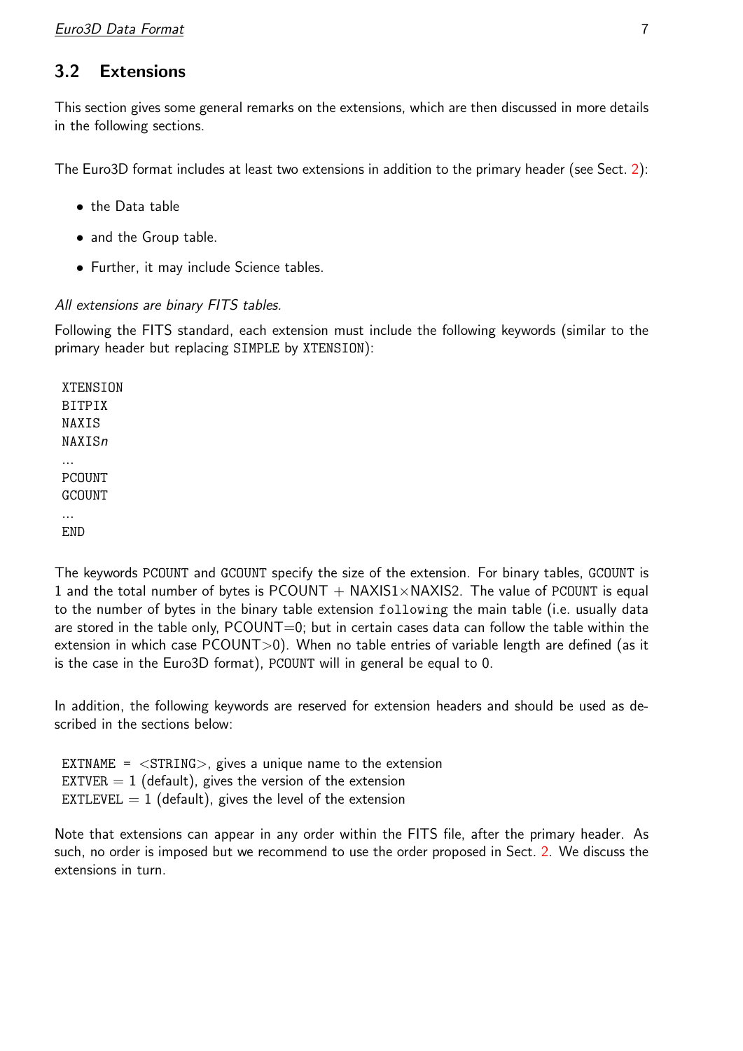## 3.2 Extensions

This section gives some general remarks on the extensions, which are then discussed in more details in the following sections.

The Euro3D format includes at least two extensions in addition to the primary header (see Sect. 2):

- the Data table
- and the Group table.
- Further, it may include Science tables.

*All extensions are binary FITS tables.*

Following the FITS standard, each extension must include the following keywords (similar to the primary header but replacing SIMPLE by XTENSION):

```
XTENSION
BITPIX
NAXIS
NAXISn
...
PCOUNT
GCOUNT
...
END
```

The keywords PCOUNT and GCOUNT specify the size of the extension. For binary tables, GCOUNT is 1 and the total number of bytes is PCOUNT + NAXIS1×NAXIS2. The value of PCOUNT is equal to the number of bytes in the binary table extension following the main table (i.e. usually data are stored in the table only, PCOUNT=0; but in certain cases data can follow the table within the extension in which case PCOUNT>0). When no table entries of variable length are defined (as it is the case in the Euro3D format), PCOUNT will in general be equal to 0.

In addition, the following keywords are reserved for extension headers and should be used as described in the sections below:

EXTNAME = <STRING>, gives a unique name to the extension
EXTVER = 1 (default), gives the version of the extension
EXTLEVEL = 1 (default), gives the level of the extension

Note that extensions can appear in any order within the FITS file, after the primary header. As such, no order is imposed but we recommend to use the order proposed in Sect. 2. We discuss the extensions in turn.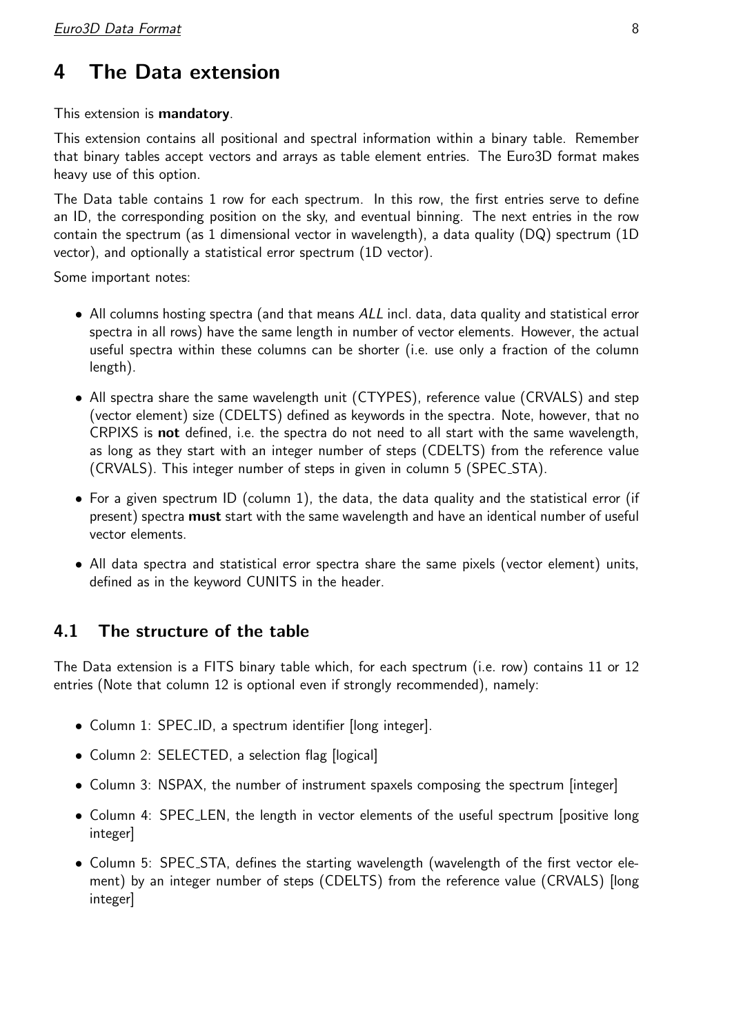# 4 The Data extension

This extension is **mandatory**.

This extension contains all positional and spectral information within a binary table. Remember that binary tables accept vectors and arrays as table element entries. The Euro3D format makes heavy use of this option.

The Data table contains 1 row for each spectrum. In this row, the first entries serve to define an ID, the corresponding position on the sky, and eventual binning. The next entries in the row contain the spectrum (as 1 dimensional vector in wavelength), a data quality (DQ) spectrum (1D vector), and optionally a statistical error spectrum (1D vector).

Some important notes:

- All columns hosting spectra (and that means *ALL* incl. data, data quality and statistical error spectra in all rows) have the same length in number of vector elements. However, the actual useful spectra within these columns can be shorter (i.e. use only a fraction of the column length).
- All spectra share the same wavelength unit (CTYPES), reference value (CRVALS) and step (vector element) size (CDELTS) defined as keywords in the spectra. Note, however, that no CRPIXS is **not** defined, i.e. the spectra do not need to all start with the same wavelength, as long as they start with an integer number of steps (CDELTS) from the reference value (CRVALS). This integer number of steps in given in column 5 (SPEC_STA).
- For a given spectrum ID (column 1), the data, the data quality and the statistical error (if present) spectra **must** start with the same wavelength and have an identical number of useful vector elements.
- All data spectra and statistical error spectra share the same pixels (vector element) units, defined as in the keyword CUNITS in the header.

## 4.1 The structure of the table

The Data extension is a FITS binary table which, for each spectrum (i.e. row) contains 11 or 12 entries (Note that column 12 is optional even if strongly recommended), namely:

- Column 1: SPEC_ID, a spectrum identifier [long integer].
- Column 2: SELECTED, a selection flag [logical]
- Column 3: NSPAX, the number of instrument spaxels composing the spectrum [integer]
- Column 4: SPEC_LEN, the length in vector elements of the useful spectrum [positive long integer]
- Column 5: SPEC_STA, defines the starting wavelength (wavelength of the first vector element) by an integer number of steps (CDELTS) from the reference value (CRVALS) [long integer]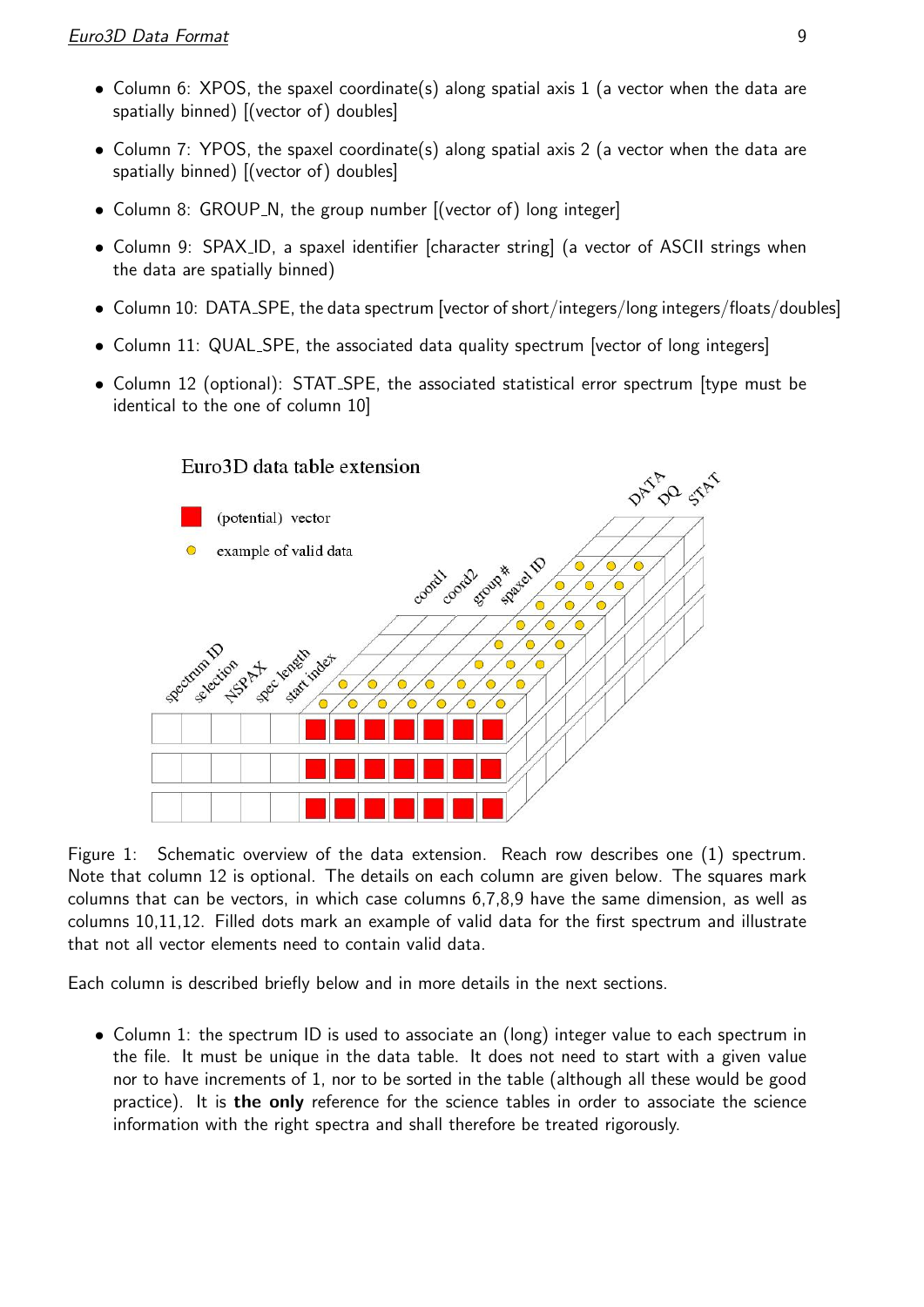- Column 6: XPOS, the spaxel coordinate(s) along spatial axis 1 (a vector when the data are spatially binned) [(vector of) doubles]
- Column 7: YPOS, the spaxel coordinate(s) along spatial axis 2 (a vector when the data are spatially binned) [(vector of) doubles]
- Column 8: GROUP_N, the group number [(vector of) long integer]
- Column 9: SPAX_ID, a spaxel identifier [character string] (a vector of ASCII strings when the data are spatially binned)
- Column 10: DATA_SPE, the data spectrum [vector of short/integers/long integers/floats/doubles]
- Column 11: QUAL_SPE, the associated data quality spectrum [vector of long integers]
- Column 12 (optional): STAT_SPE, the associated statistical error spectrum [type must be identical to the one of column 10]

Figure 1: Schematic overview of the data extension. Reach row describes one (1) spectrum. Note that column 12 is optional. The details on each column are given below. The squares mark columns that can be vectors, in which case columns 6,7,8,9 have the same dimension, as well as columns 10,11,12. Filled dots mark an example of valid data for the first spectrum and illustrate that not all vector elements need to contain valid data.

Each column is described briefly below and in more details in the next sections.

- Column 1: the spectrum ID is used to associate an (long) integer value to each spectrum in the file. It must be unique in the data table. It does not need to start with a given value nor to have increments of 1, nor to be sorted in the table (although all these would be good practice). It is **the only** reference for the science tables in order to associate the science information with the right spectra and shall therefore be treated rigorously.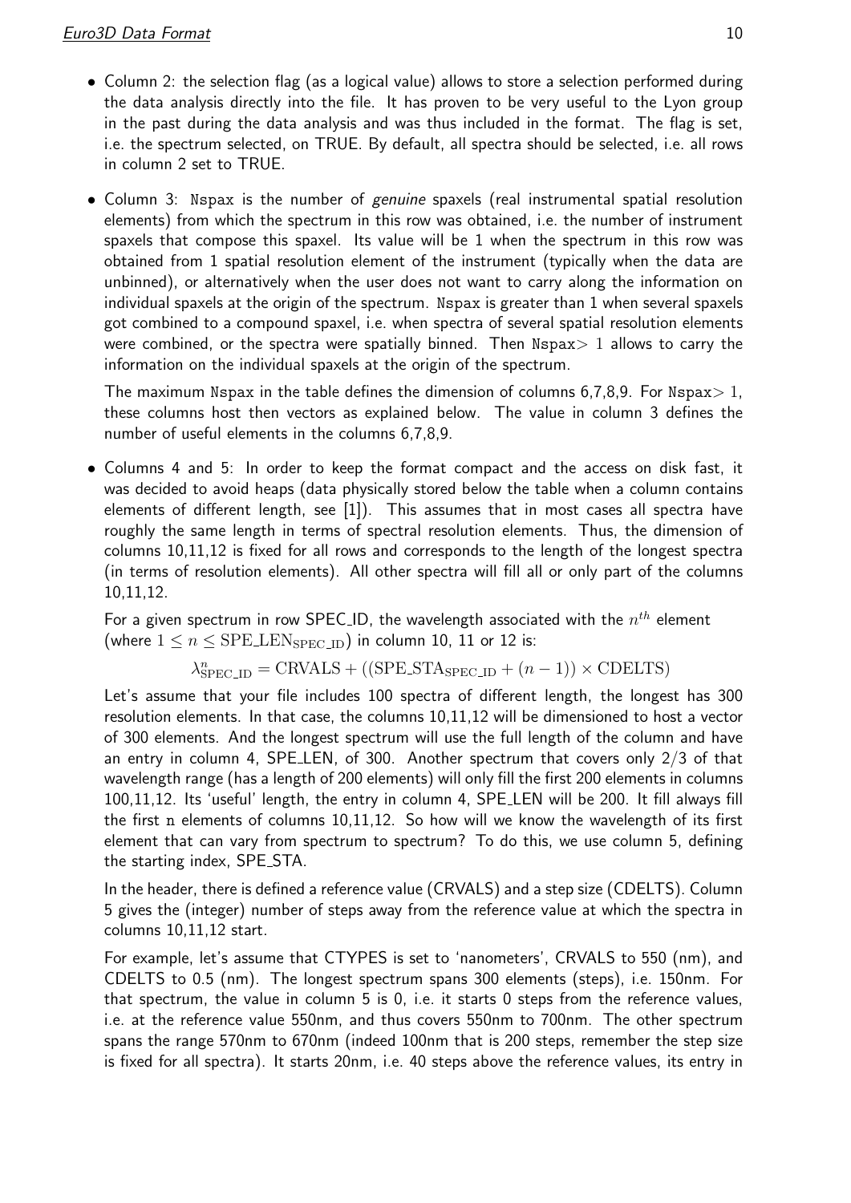- Column 2: the selection flag (as a logical value) allows to store a selection performed during the data analysis directly into the file. It has proven to be very useful to the Lyon group in the past during the data analysis and was thus included in the format. The flag is set, i.e. the spectrum selected, on TRUE. By default, all spectra should be selected, i.e. all rows in column 2 set to TRUE.

- Column 3: `Nspax` is the number of *genuine* spaxels (real instrumental spatial resolution elements) from which the spectrum in this row was obtained, i.e. the number of instrument spaxels that compose this spaxel. Its value will be 1 when the spectrum in this row was obtained from 1 spatial resolution element of the instrument (typically when the data are unbinned), or alternatively when the user does not want to carry along the information on individual spaxels at the origin of the spectrum. `Nspax` is greater than 1 when several spaxels got combined to a compound spaxel, i.e. when spectra of several spatial resolution elements were combined, or the spectra were spatially binned. Then `Nspax`$> 1$ allows to carry the information on the individual spaxels at the origin of the spectrum.

  The maximum `Nspax` in the table defines the dimension of columns 6,7,8,9. For `Nspax`$> 1$, these columns host then vectors as explained below. The value in column 3 defines the number of useful elements in the columns 6,7,8,9.

- Columns 4 and 5: In order to keep the format compact and the access on disk fast, it was decided to avoid heaps (data physically stored below the table when a column contains elements of different length, see [1]). This assumes that in most cases all spectra have roughly the same length in terms of spectral resolution elements. Thus, the dimension of columns 10,11,12 is fixed for all rows and corresponds to the length of the longest spectra (in terms of resolution elements). All other spectra will fill all or only part of the columns 10,11,12.

  For a given spectrum in row SPEC_ID, the wavelength associated with the $n^{th}$ element (where $1 \leq n \leq \mathrm{SPE\_LEN_{SPEC\_ID}}$) in column 10, 11 or 12 is:

  $$\lambda^{n}_{\mathrm{SPEC\_ID}} = \mathrm{CRVALS} + ((\mathrm{SPE\_STA_{SPEC\_ID}} + (n-1)) \times \mathrm{CDELTS})$$

  Let's assume that your file includes 100 spectra of different length, the longest has 300 resolution elements. In that case, the columns 10,11,12 will be dimensioned to host a vector of 300 elements. And the longest spectrum will use the full length of the column and have an entry in column 4, SPE_LEN, of 300. Another spectrum that covers only 2/3 of that wavelength range (has a length of 200 elements) will only fill the first 200 elements in columns 100,11,12. Its 'useful' length, the entry in column 4, SPE_LEN will be 200. It fill always fill the first `n` elements of columns 10,11,12. So how will we know the wavelength of its first element that can vary from spectrum to spectrum? To do this, we use column 5, defining the starting index, SPE_STA.

  In the header, there is defined a reference value (CRVALS) and a step size (CDELTS). Column 5 gives the (integer) number of steps away from the reference value at which the spectra in columns 10,11,12 start.

  For example, let's assume that CTYPES is set to 'nanometers', CRVALS to 550 (nm), and CDELTS to 0.5 (nm). The longest spectrum spans 300 elements (steps), i.e. 150nm. For that spectrum, the value in column 5 is 0, i.e. it starts 0 steps from the reference values, i.e. at the reference value 550nm, and thus covers 550nm to 700nm. The other spectrum spans the range 570nm to 670nm (indeed 100nm that is 200 steps, remember the step size is fixed for all spectra). It starts 20nm, i.e. 40 steps above the reference values, its entry in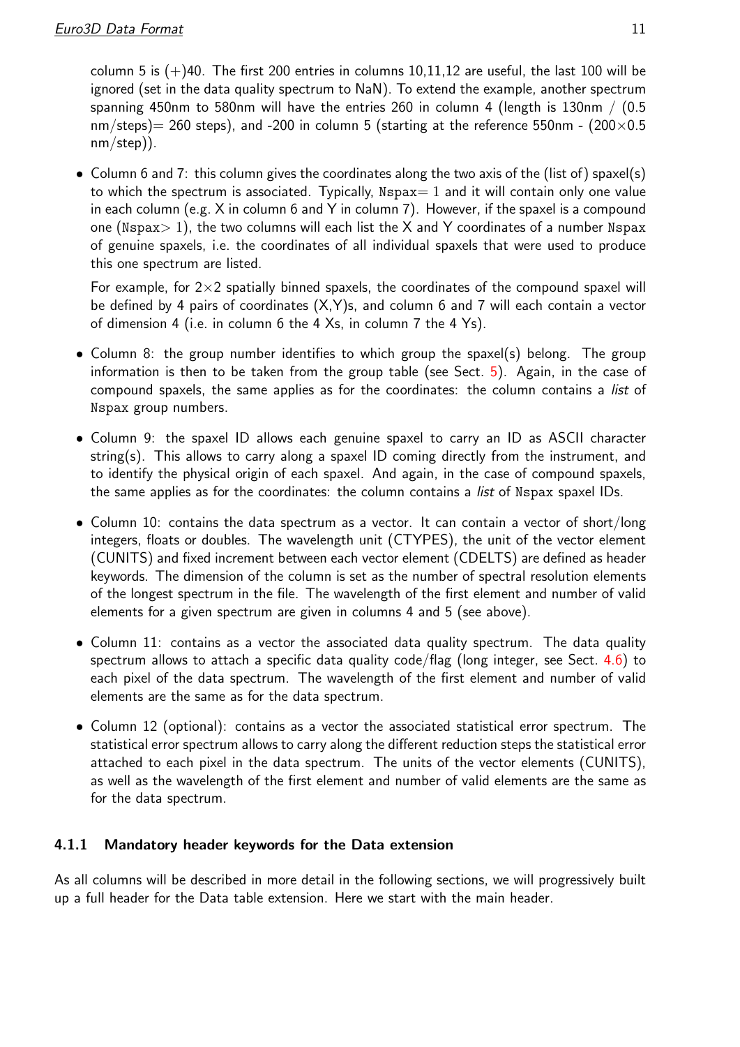column 5 is (+)40. The first 200 entries in columns 10,11,12 are useful, the last 100 will be ignored (set in the data quality spectrum to NaN). To extend the example, another spectrum spanning 450nm to 580nm will have the entries 260 in column 4 (length is 130nm / (0.5 nm/steps)= 260 steps), and -200 in column 5 (starting at the reference 550nm - ($200 \times 0.5$ nm/step)).

- Column 6 and 7: this column gives the coordinates along the two axis of the (list of) spaxel(s) to which the spectrum is associated. Typically, Nspax$= 1$ and it will contain only one value in each column (e.g. X in column 6 and Y in column 7). However, if the spaxel is a compound one (Nspax$> 1$), the two columns will each list the X and Y coordinates of a number Nspax of genuine spaxels, i.e. the coordinates of all individual spaxels that were used to produce this one spectrum are listed.

  For example, for $2\times2$ spatially binned spaxels, the coordinates of the compound spaxel will be defined by 4 pairs of coordinates (X,Y)s, and column 6 and 7 will each contain a vector of dimension 4 (i.e. in column 6 the 4 Xs, in column 7 the 4 Ys).

- Column 8: the group number identifies to which group the spaxel(s) belong. The group information is then to be taken from the group table (see Sect. 5). Again, in the case of compound spaxels, the same applies as for the coordinates: the column contains a *list* of Nspax group numbers.

- Column 9: the spaxel ID allows each genuine spaxel to carry an ID as ASCII character string(s). This allows to carry along a spaxel ID coming directly from the instrument, and to identify the physical origin of each spaxel. And again, in the case of compound spaxels, the same applies as for the coordinates: the column contains a *list* of Nspax spaxel IDs.

- Column 10: contains the data spectrum as a vector. It can contain a vector of short/long integers, floats or doubles. The wavelength unit (CTYPES), the unit of the vector element (CUNITS) and fixed increment between each vector element (CDELTS) are defined as header keywords. The dimension of the column is set as the number of spectral resolution elements of the longest spectrum in the file. The wavelength of the first element and number of valid elements for a given spectrum are given in columns 4 and 5 (see above).

- Column 11: contains as a vector the associated data quality spectrum. The data quality spectrum allows to attach a specific data quality code/flag (long integer, see Sect. 4.6) to each pixel of the data spectrum. The wavelength of the first element and number of valid elements are the same as for the data spectrum.

- Column 12 (optional): contains as a vector the associated statistical error spectrum. The statistical error spectrum allows to carry along the different reduction steps the statistical error attached to each pixel in the data spectrum. The units of the vector elements (CUNITS), as well as the wavelength of the first element and number of valid elements are the same as for the data spectrum.

### 4.1.1 Mandatory header keywords for the Data extension

As all columns will be described in more detail in the following sections, we will progressively built up a full header for the Data table extension. Here we start with the main header.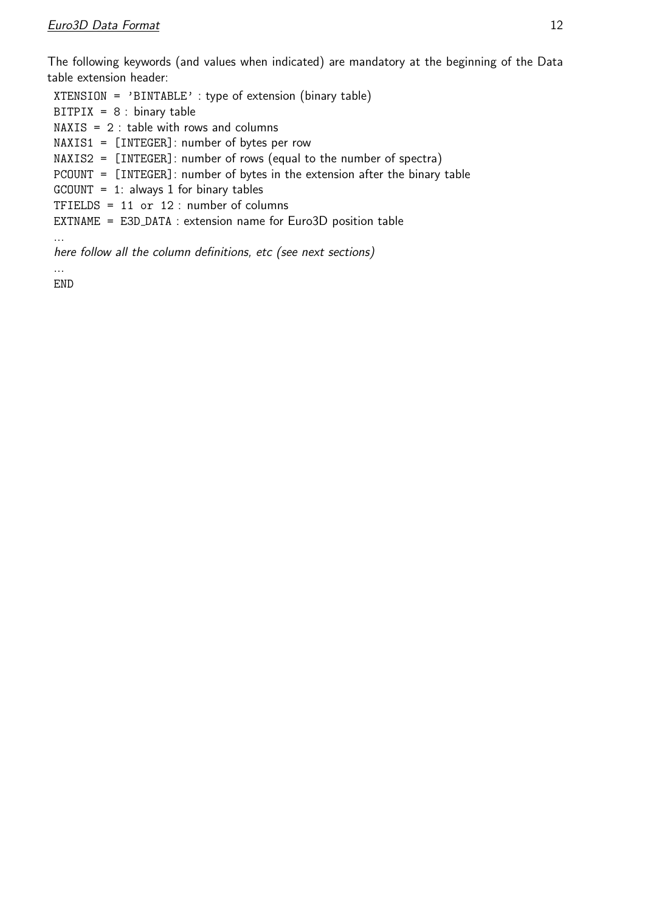The following keywords (and values when indicated) are mandatory at the beginning of the Data table extension header:

XTENSION = 'BINTABLE' : type of extension (binary table)
BITPIX = 8 : binary table
NAXIS = 2 : table with rows and columns
NAXIS1 = [INTEGER]: number of bytes per row
NAXIS2 = [INTEGER]: number of rows (equal to the number of spectra)
PCOUNT = [INTEGER]: number of bytes in the extension after the binary table
GCOUNT = 1: always 1 for binary tables
TFIELDS = 11 or 12 : number of columns
EXTNAME = E3D_DATA : extension name for Euro3D position table
...
*here follow all the column definitions, etc (see next sections)*
...
END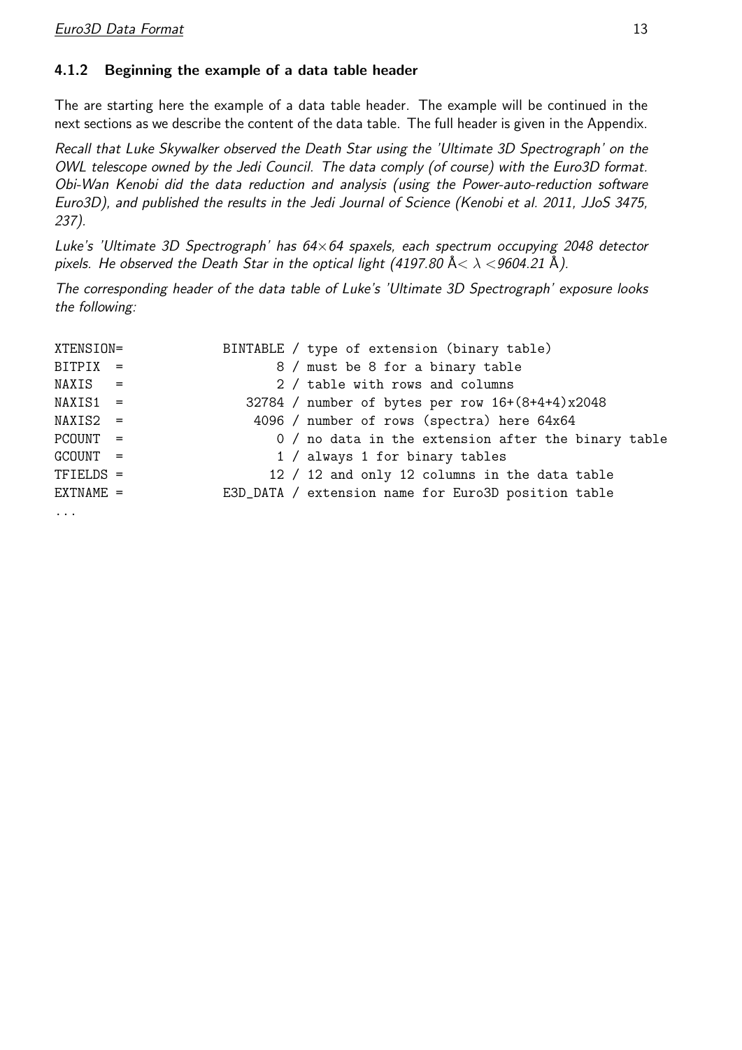### 4.1.2 Beginning the example of a data table header

The are starting here the example of a data table header. The example will be continued in the next sections as we describe the content of the data table. The full header is given in the Appendix.

*Recall that Luke Skywalker observed the Death Star using the 'Ultimate 3D Spectrograph' on the OWL telescope owned by the Jedi Council. The data comply (of course) with the Euro3D format. Obi-Wan Kenobi did the data reduction and analysis (using the Power-auto-reduction software Euro3D), and published the results in the Jedi Journal of Science (Kenobi et al. 2011, JJoS 3475, 237).*

*Luke's 'Ultimate 3D Spectrograph' has 64×64 spaxels, each spectrum occupying 2048 detector pixels. He observed the Death Star in the optical light (4197.80 Å$< \lambda <$9604.21 Å).*

*The corresponding header of the data table of Luke's 'Ultimate 3D Spectrograph' exposure looks the following:*

```
XTENSION=            BINTABLE / type of extension (binary table)
BITPIX  =                   8 / must be 8 for a binary table
NAXIS   =                   2 / table with rows and columns
NAXIS1  =               32784 / number of bytes per row 16+(8+4+4)x2048
NAXIS2  =                4096 / number of rows (spectra) here 64x64
PCOUNT  =                   0 / no data in the extension after the binary table
GCOUNT  =                   1 / always 1 for binary tables
TFIELDS =                  12 / 12 and only 12 columns in the data table
EXTNAME =            E3D_DATA / extension name for Euro3D position table
...
```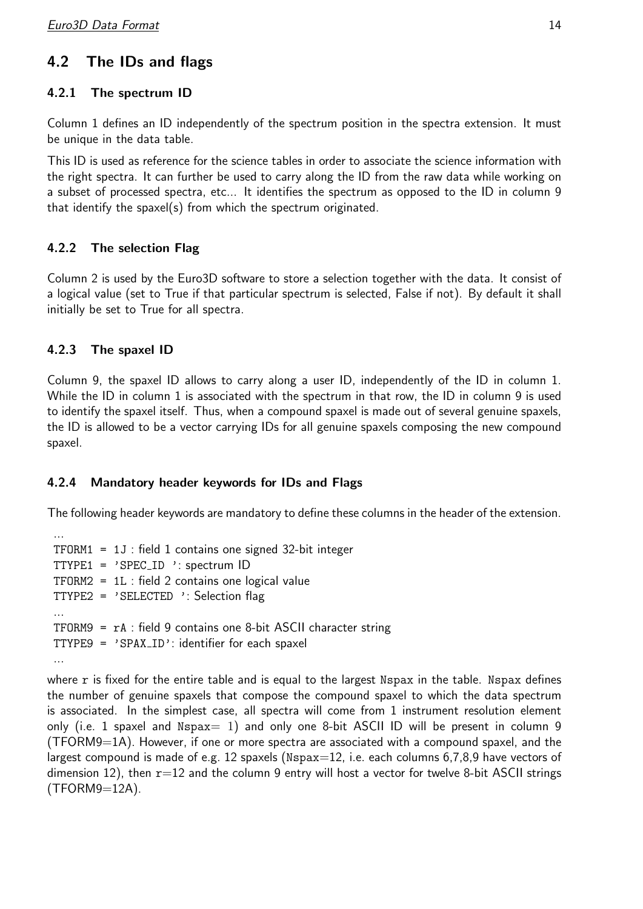## 4.2 The IDs and flags

### 4.2.1 The spectrum ID

Column 1 defines an ID independently of the spectrum position in the spectra extension. It must be unique in the data table.

This ID is used as reference for the science tables in order to associate the science information with the right spectra. It can further be used to carry along the ID from the raw data while working on a subset of processed spectra, etc... It identifies the spectrum as opposed to the ID in column 9 that identify the spaxel(s) from which the spectrum originated.

### 4.2.2 The selection Flag

Column 2 is used by the Euro3D software to store a selection together with the data. It consist of a logical value (set to True if that particular spectrum is selected, False if not). By default it shall initially be set to True for all spectra.

### 4.2.3 The spaxel ID

Column 9, the spaxel ID allows to carry along a user ID, independently of the ID in column 1. While the ID in column 1 is associated with the spectrum in that row, the ID in column 9 is used to identify the spaxel itself. Thus, when a compound spaxel is made out of several genuine spaxels, the ID is allowed to be a vector carrying IDs for all genuine spaxels composing the new compound spaxel.

### 4.2.4 Mandatory header keywords for IDs and Flags

The following header keywords are mandatory to define these columns in the header of the extension.

```
...
TFORM1 = 1J : field 1 contains one signed 32-bit integer
TTYPE1 = 'SPEC_ID ': spectrum ID
TFORM2 = 1L : field 2 contains one logical value
TTYPE2 = 'SELECTED ': Selection flag
...
TFORM9 = rA : field 9 contains one 8-bit ASCII character string
TTYPE9 = 'SPAX_ID': identifier for each spaxel
...
```

where `r` is fixed for the entire table and is equal to the largest `Nspax` in the table. `Nspax` defines the number of genuine spaxels that compose the compound spaxel to which the data spectrum is associated. In the simplest case, all spectra will come from 1 instrument resolution element only (i.e. 1 spaxel and `Nspax`$=1$) and only one 8-bit ASCII ID will be present in column 9 (TFORM9=1A). However, if one or more spectra are associated with a compound spaxel, and the largest compound is made of e.g. 12 spaxels (`Nspax`=12, i.e. each columns 6,7,8,9 have vectors of dimension 12), then `r`=12 and the column 9 entry will host a vector for twelve 8-bit ASCII strings (TFORM9=12A).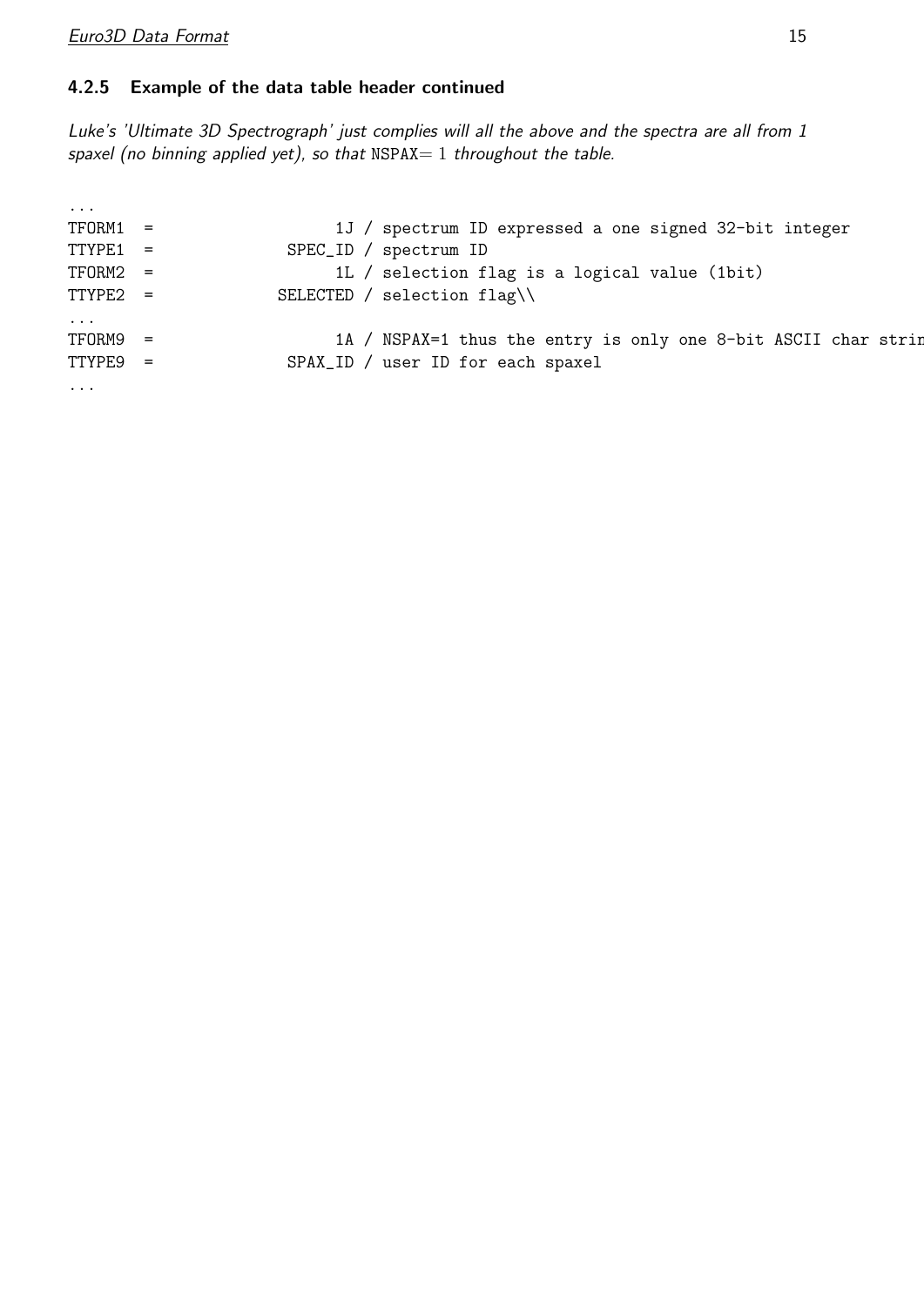### 4.2.5 Example of the data table header continued

*Luke's 'Ultimate 3D Spectrograph' just complies will all the above and the spectra are all from 1 spaxel (no binning applied yet), so that* NSPAX= 1 *throughout the table.*

```
...
TFORM1  =                  1J / spectrum ID expressed a one signed 32-bit integer
TTYPE1  =             SPEC_ID / spectrum ID
TFORM2  =                  1L / selection flag is a logical value (1bit)
TTYPE2  =            SELECTED / selection flag\\
...
TFORM9  =                  1A / NSPAX=1 thus the entry is only one 8-bit ASCII char strin
TTYPE9  =             SPAX_ID / user ID for each spaxel
...
```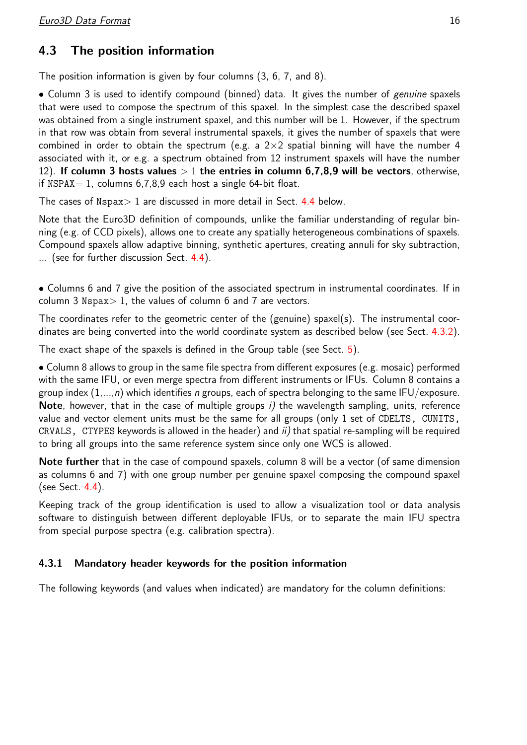## 4.3 The position information

The position information is given by four columns (3, 6, 7, and 8).

• Column 3 is used to identify compound (binned) data. It gives the number of *genuine* spaxels that were used to compose the spectrum of this spaxel. In the simplest case the described spaxel was obtained from a single instrument spaxel, and this number will be 1. However, if the spectrum in that row was obtain from several instrumental spaxels, it gives the number of spaxels that were combined in order to obtain the spectrum (e.g. a $2{\times}2$ spatial binning will have the number 4 associated with it, or e.g. a spectrum obtained from 12 instrument spaxels will have the number 12). **If column 3 hosts values $> 1$ the entries in column 6,7,8,9 will be vectors**, otherwise, if NSPAX$= 1$, columns 6,7,8,9 each host a single 64-bit float.

The cases of Nspax$> 1$ are discussed in more detail in Sect. 4.4 below.

Note that the Euro3D definition of compounds, unlike the familiar understanding of regular binning (e.g. of CCD pixels), allows one to create any spatially heterogeneous combinations of spaxels. Compound spaxels allow adaptive binning, synthetic apertures, creating annuli for sky subtraction, ... (see for further discussion Sect. 4.4).

• Columns 6 and 7 give the position of the associated spectrum in instrumental coordinates. If in column 3 Nspax$> 1$, the values of column 6 and 7 are vectors.

The coordinates refer to the geometric center of the (genuine) spaxel(s). The instrumental coordinates are being converted into the world coordinate system as described below (see Sect. 4.3.2).

The exact shape of the spaxels is defined in the Group table (see Sect. 5).

• Column 8 allows to group in the same file spectra from different exposures (e.g. mosaic) performed with the same IFU, or even merge spectra from different instruments or IFUs. Column 8 contains a group index (1,...,*n*) which identifies *n* groups, each of spectra belonging to the same IFU/exposure. **Note**, however, that in the case of multiple groups *i)* the wavelength sampling, units, reference value and vector element units must be the same for all groups (only 1 set of CDELTS, CUNITS, CRVALS, CTYPES keywords is allowed in the header) and *ii)* that spatial re-sampling will be required to bring all groups into the same reference system since only one WCS is allowed.

**Note further** that in the case of compound spaxels, column 8 will be a vector (of same dimension as columns 6 and 7) with one group number per genuine spaxel composing the compound spaxel (see Sect. 4.4).

Keeping track of the group identification is used to allow a visualization tool or data analysis software to distinguish between different deployable IFUs, or to separate the main IFU spectra from special purpose spectra (e.g. calibration spectra).

### 4.3.1 Mandatory header keywords for the position information

The following keywords (and values when indicated) are mandatory for the column definitions: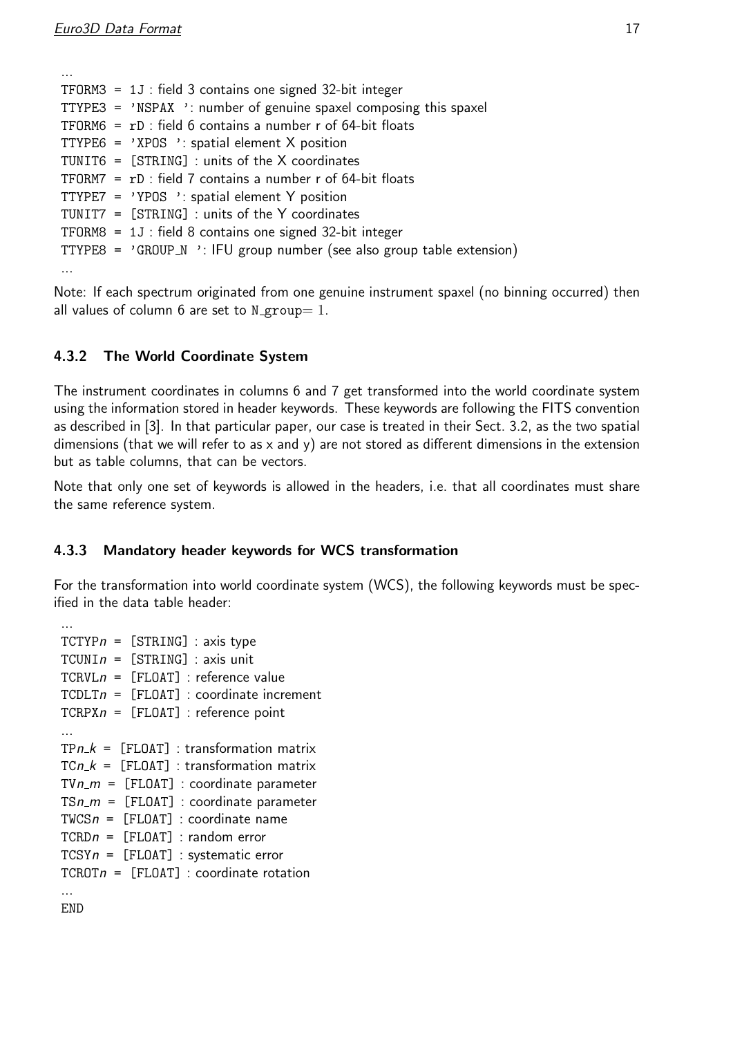...
TFORM3 = 1J : field 3 contains one signed 32-bit integer
TTYPE3 = 'NSPAX ': number of genuine spaxel composing this spaxel
TFORM6 = rD : field 6 contains a number r of 64-bit floats
TTYPE6 = 'XPOS ': spatial element X position
TUNIT6 = [STRING] : units of the X coordinates
TFORM7 = rD : field 7 contains a number r of 64-bit floats
TTYPE7 = 'YPOS ': spatial element Y position
TUNIT7 = [STRING] : units of the Y coordinates
TFORM8 = 1J : field 8 contains one signed 32-bit integer
TTYPE8 = 'GROUP_N ': IFU group number (see also group table extension)
...

Note: If each spectrum originated from one genuine instrument spaxel (no binning occurred) then all values of column 6 are set to N_group= 1.

### 4.3.2 The World Coordinate System

The instrument coordinates in columns 6 and 7 get transformed into the world coordinate system using the information stored in header keywords. These keywords are following the FITS convention as described in [3]. In that particular paper, our case is treated in their Sect. 3.2, as the two spatial dimensions (that we will refer to as x and y) are not stored as different dimensions in the extension but as table columns, that can be vectors.

Note that only one set of keywords is allowed in the headers, i.e. that all coordinates must share the same reference system.

### 4.3.3 Mandatory header keywords for WCS transformation

For the transformation into world coordinate system (WCS), the following keywords must be specified in the data table header:

...
TCTYP*n* = [STRING] : axis type
TCUNI*n* = [STRING] : axis unit
TCRVL*n* = [FLOAT] : reference value
TCDLT*n* = [FLOAT] : coordinate increment
TCRPX*n* = [FLOAT] : reference point
...
TP*n*_*k* = [FLOAT] : transformation matrix
TC*n*_*k* = [FLOAT] : transformation matrix
TV*n*_*m* = [FLOAT] : coordinate parameter
TS*n*_*m* = [FLOAT] : coordinate parameter
TWCS*n* = [FLOAT] : coordinate name
TCRD*n* = [FLOAT] : random error
TCSY*n* = [FLOAT] : systematic error
TCROT*n* = [FLOAT] : coordinate rotation
...
END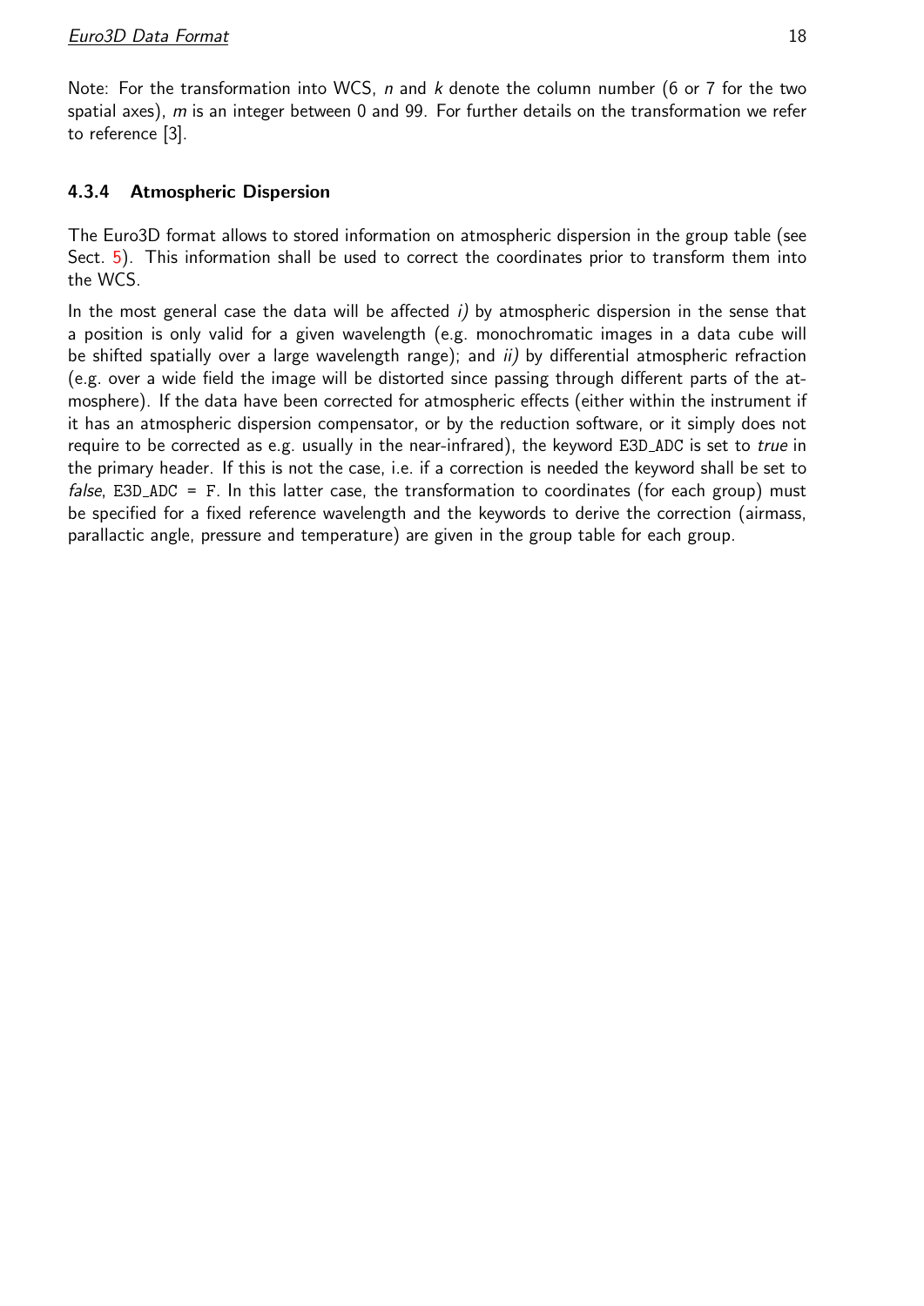Note: For the transformation into WCS, *n* and *k* denote the column number (6 or 7 for the two spatial axes), *m* is an integer between 0 and 99. For further details on the transformation we refer to reference [3].

#### 4.3.4 Atmospheric Dispersion

The Euro3D format allows to stored information on atmospheric dispersion in the group table (see Sect. 5). This information shall be used to correct the coordinates prior to transform them into the WCS.

In the most general case the data will be affected *i)* by atmospheric dispersion in the sense that a position is only valid for a given wavelength (e.g. monochromatic images in a data cube will be shifted spatially over a large wavelength range); and *ii)* by differential atmospheric refraction (e.g. over a wide field the image will be distorted since passing through different parts of the atmosphere). If the data have been corrected for atmospheric effects (either within the instrument if it has an atmospheric dispersion compensator, or by the reduction software, or it simply does not require to be corrected as e.g. usually in the near-infrared), the keyword `E3D_ADC` is set to *true* in the primary header. If this is not the case, i.e. if a correction is needed the keyword shall be set to *false*, `E3D_ADC = F`. In this latter case, the transformation to coordinates (for each group) must be specified for a fixed reference wavelength and the keywords to derive the correction (airmass, parallactic angle, pressure and temperature) are given in the group table for each group.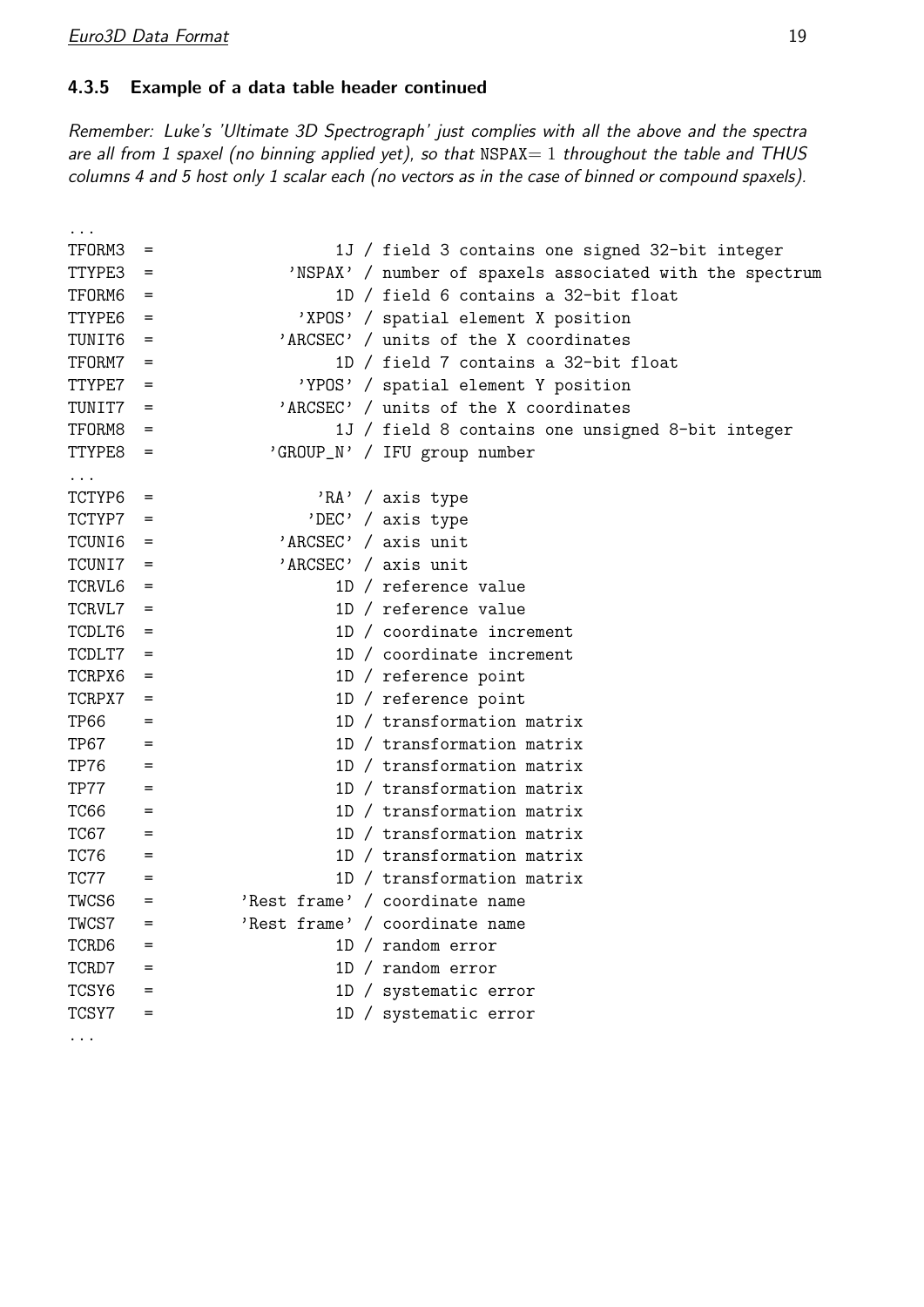### 4.3.5 Example of a data table header continued

*Remember: Luke's 'Ultimate 3D Spectrograph' just complies with all the above and the spectra are all from 1 spaxel (no binning applied yet), so that* NSPAX= 1 *throughout the table and THUS columns 4 and 5 host only 1 scalar each (no vectors as in the case of binned or compound spaxels).*

```
...
TFORM3  =                  1J / field 3 contains one signed 32-bit integer
TTYPE3  =             'NSPAX' / number of spaxels associated with the spectrum
TFORM6  =                  1D / field 6 contains a 32-bit float
TTYPE6  =              'XPOS' / spatial element X position
TUNIT6  =            'ARCSEC' / units of the X coordinates
TFORM7  =                  1D / field 7 contains a 32-bit float
TTYPE7  =              'YPOS' / spatial element Y position
TUNIT7  =            'ARCSEC' / units of the X coordinates
TFORM8  =                  1J / field 8 contains one unsigned 8-bit integer
TTYPE8  =           'GROUP_N' / IFU group number
...
TCTYP6  =                'RA' / axis type
TCTYP7  =               'DEC' / axis type
TCUNI6  =            'ARCSEC' / axis unit
TCUNI7  =            'ARCSEC' / axis unit
TCRVL6  =                  1D / reference value
TCRVL7  =                  1D / reference value
TCDLT6  =                  1D / coordinate increment
TCDLT7  =                  1D / coordinate increment
TCRPX6  =                  1D / reference point
TCRPX7  =                  1D / reference point
TP66    =                  1D / transformation matrix
TP67    =                  1D / transformation matrix
TP76    =                  1D / transformation matrix
TP77    =                  1D / transformation matrix
TC66    =                  1D / transformation matrix
TC67    =                  1D / transformation matrix
TC76    =                  1D / transformation matrix
TC77    =                  1D / transformation matrix
TWCS6   =        'Rest frame' / coordinate name
TWCS7   =        'Rest frame' / coordinate name
TCRD6   =                  1D / random error
TCRD7   =                  1D / random error
TCSY6   =                  1D / systematic error
TCSY7   =                  1D / systematic error
...
```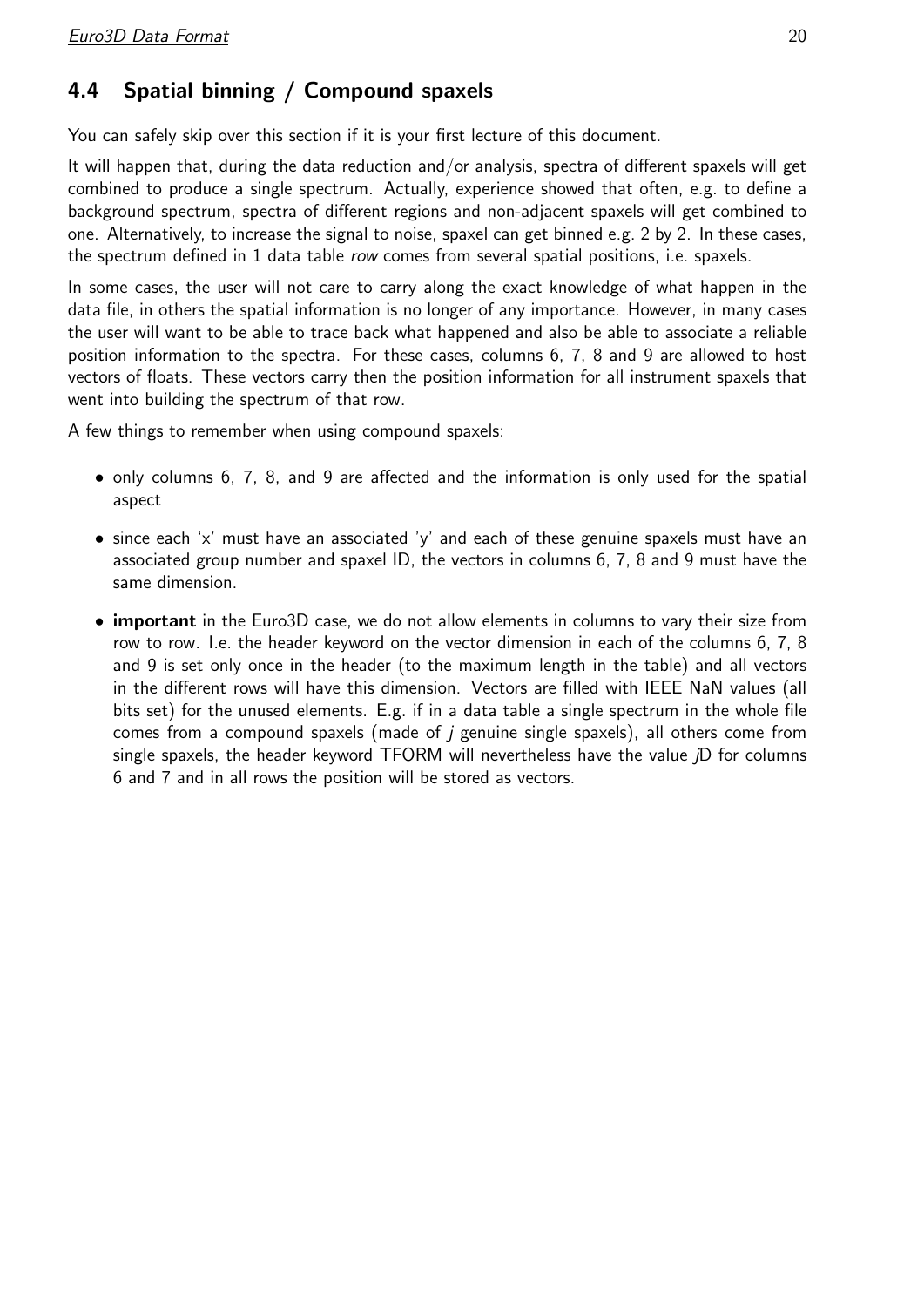## 4.4 Spatial binning / Compound spaxels

You can safely skip over this section if it is your first lecture of this document.

It will happen that, during the data reduction and/or analysis, spectra of different spaxels will get combined to produce a single spectrum. Actually, experience showed that often, e.g. to define a background spectrum, spectra of different regions and non-adjacent spaxels will get combined to one. Alternatively, to increase the signal to noise, spaxel can get binned e.g. 2 by 2. In these cases, the spectrum defined in 1 data table *row* comes from several spatial positions, i.e. spaxels.

In some cases, the user will not care to carry along the exact knowledge of what happen in the data file, in others the spatial information is no longer of any importance. However, in many cases the user will want to be able to trace back what happened and also be able to associate a reliable position information to the spectra. For these cases, columns 6, 7, 8 and 9 are allowed to host vectors of floats. These vectors carry then the position information for all instrument spaxels that went into building the spectrum of that row.

A few things to remember when using compound spaxels:

- only columns 6, 7, 8, and 9 are affected and the information is only used for the spatial aspect
- since each 'x' must have an associated 'y' and each of these genuine spaxels must have an associated group number and spaxel ID, the vectors in columns 6, 7, 8 and 9 must have the same dimension.
- **important** in the Euro3D case, we do not allow elements in columns to vary their size from row to row. I.e. the header keyword on the vector dimension in each of the columns 6, 7, 8 and 9 is set only once in the header (to the maximum length in the table) and all vectors in the different rows will have this dimension. Vectors are filled with IEEE NaN values (all bits set) for the unused elements. E.g. if in a data table a single spectrum in the whole file comes from a compound spaxels (made of *j* genuine single spaxels), all others come from single spaxels, the header keyword TFORM will nevertheless have the value *j*D for columns 6 and 7 and in all rows the position will be stored as vectors.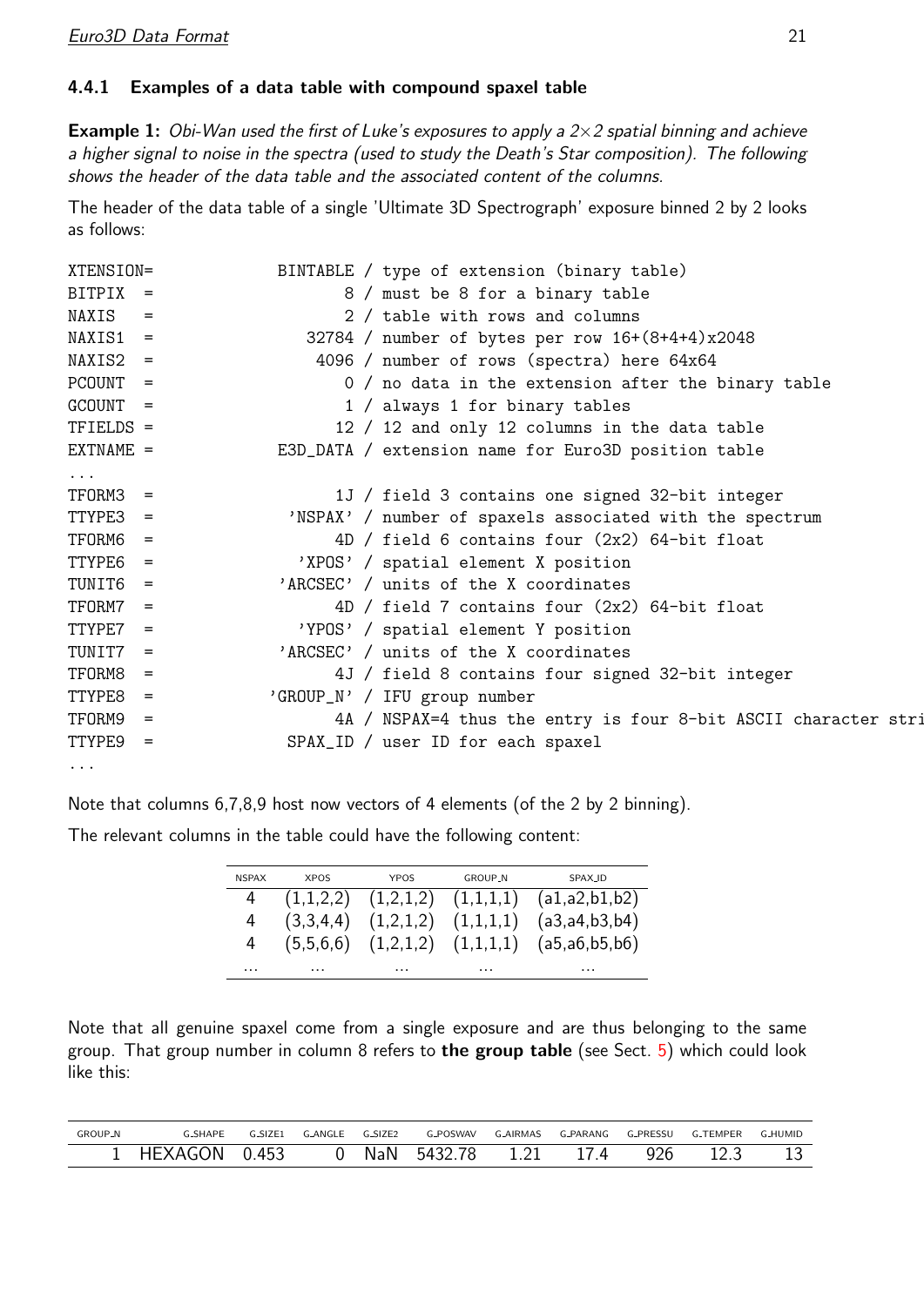### 4.4.1 Examples of a data table with compound spaxel table

**Example 1:** *Obi-Wan used the first of Luke's exposures to apply a 2×2 spatial binning and achieve a higher signal to noise in the spectra (used to study the Death's Star composition). The following shows the header of the data table and the associated content of the columns.*

The header of the data table of a single 'Ultimate 3D Spectrograph' exposure binned 2 by 2 looks as follows:

```
XTENSION=            BINTABLE / type of extension (binary table)
BITPIX  =                   8 / must be 8 for a binary table
NAXIS   =                   2 / table with rows and columns
NAXIS1  =               32784 / number of bytes per row 16+(8+4+4)x2048
NAXIS2  =                4096 / number of rows (spectra) here 64x64
PCOUNT  =                   0 / no data in the extension after the binary table
GCOUNT  =                   1 / always 1 for binary tables
TFIELDS =                  12 / 12 and only 12 columns in the data table
EXTNAME =            E3D_DATA / extension name for Euro3D position table
...
TFORM3  =                  1J / field 3 contains one signed 32-bit integer
TTYPE3  =              'NSPAX' / number of spaxels associated with the spectrum
TFORM6  =                  4D / field 6 contains four (2x2) 64-bit float
TTYPE6  =               'XPOS' / spatial element X position
TUNIT6  =             'ARCSEC' / units of the X coordinates
TFORM7  =                  4D / field 7 contains four (2x2) 64-bit float
TTYPE7  =               'YPOS' / spatial element Y position
TUNIT7  =             'ARCSEC' / units of the X coordinates
TFORM8  =                  4J / field 8 contains four signed 32-bit integer
TTYPE8  =            'GROUP_N' / IFU group number
TFORM9  =                  4A / NSPAX=4 thus the entry is four 8-bit ASCII character stri
TTYPE9  =             SPAX_ID / user ID for each spaxel
...
```

Note that columns 6,7,8,9 host now vectors of 4 elements (of the 2 by 2 binning).

The relevant columns in the table could have the following content:

| NSPAX | XPOS | YPOS | GROUP_N | SPAX_ID |
|---|---|---|---|---|
| 4 | (1,1,2,2) | (1,2,1,2) | (1,1,1,1) | (a1,a2,b1,b2) |
| 4 | (3,3,4,4) | (1,2,1,2) | (1,1,1,1) | (a3,a4,b3,b4) |
| 4 | (5,5,6,6) | (1,2,1,2) | (1,1,1,1) | (a5,a6,b5,b6) |
| ... | ... | ... | ... | ... |

Note that all genuine spaxel come from a single exposure and are thus belonging to the same group. That group number in column 8 refers to **the group table** (see Sect. 5) which could look like this:

| GROUP_N | G_SHAPE | G_SIZE1 | G_ANGLE | G_SIZE2 | G_POSWAV | G_AIRMAS | G_PARANG | G_PRESSU | G_TEMPER | G_HUMID |
|---|---|---|---|---|---|---|---|---|---|---|
| 1 | HEXAGON | 0.453 | 0 | NaN | 5432.78 | 1.21 | 17.4 | 926 | 12.3 | 13 |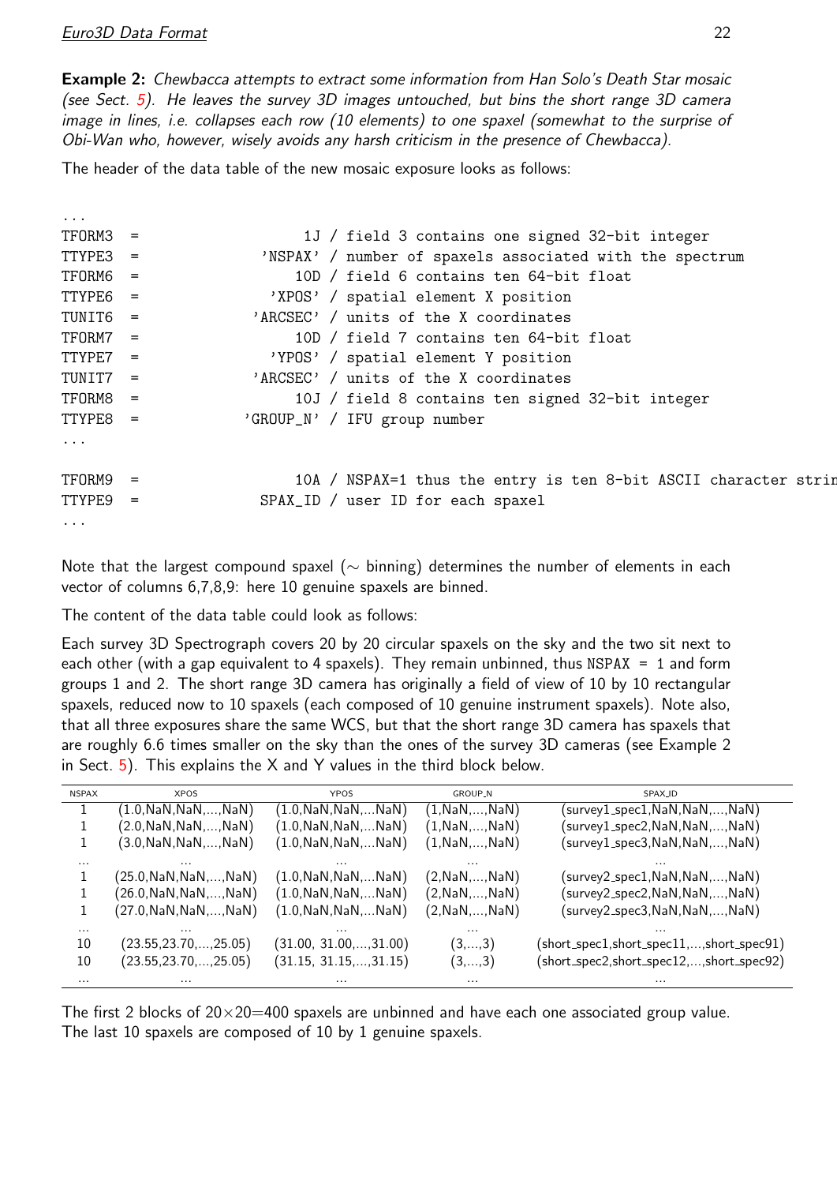**Example 2:** *Chewbacca attempts to extract some information from Han Solo's Death Star mosaic (see Sect. 5). He leaves the survey 3D images untouched, but bins the short range 3D camera image in lines, i.e. collapses each row (10 elements) to one spaxel (somewhat to the surprise of Obi-Wan who, however, wisely avoids any harsh criticism in the presence of Chewbacca).*

The header of the data table of the new mosaic exposure looks as follows:

```
...
TFORM3  =                    1J / field 3 contains one signed 32-bit integer
TTYPE3  =              'NSPAX' / number of spaxels associated with the spectrum
TFORM6  =                  10D / field 6 contains ten 64-bit float
TTYPE6  =               'XPOS' / spatial element X position
TUNIT6  =             'ARCSEC' / units of the X coordinates
TFORM7  =                  10D / field 7 contains ten 64-bit float
TTYPE7  =               'YPOS' / spatial element Y position
TUNIT7  =             'ARCSEC' / units of the X coordinates
TFORM8  =                  10J / field 8 contains ten signed 32-bit integer
TTYPE8  =            'GROUP_N' / IFU group number
...

TFORM9  =                  10A / NSPAX=1 thus the entry is ten 8-bit ASCII character strin
TTYPE9  =              SPAX_ID / user ID for each spaxel
...
```

Note that the largest compound spaxel (∼ binning) determines the number of elements in each vector of columns 6,7,8,9: here 10 genuine spaxels are binned.

The content of the data table could look as follows:

Each survey 3D Spectrograph covers 20 by 20 circular spaxels on the sky and the two sit next to each other (with a gap equivalent to 4 spaxels). They remain unbinned, thus NSPAX = 1 and form groups 1 and 2. The short range 3D camera has originally a field of view of 10 by 10 rectangular spaxels, reduced now to 10 spaxels (each composed of 10 genuine instrument spaxels). Note also, that all three exposures share the same WCS, but that the short range 3D camera has spaxels that are roughly 6.6 times smaller on the sky than the ones of the survey 3D cameras (see Example 2 in Sect. 5). This explains the X and Y values in the third block below.

| NSPAX | XPOS | YPOS | GROUP_N | SPAX_ID |
|---|---|---|---|---|
| 1 | (1.0,NaN,NaN,...,NaN) | (1.0,NaN,NaN,...NaN) | (1,NaN,...,NaN) | (survey1_spec1,NaN,NaN,...,NaN) |
| 1 | (2.0,NaN,NaN,...,NaN) | (1.0,NaN,NaN,...NaN) | (1,NaN,...,NaN) | (survey1_spec2,NaN,NaN,...,NaN) |
| 1 | (3.0,NaN,NaN,...,NaN) | (1.0,NaN,NaN,...NaN) | (1,NaN,...,NaN) | (survey1_spec3,NaN,NaN,...,NaN) |
| ... | ... | ... | ... | ... |
| 1 | (25.0,NaN,NaN,...,NaN) | (1.0,NaN,NaN,...NaN) | (2,NaN,...,NaN) | (survey2_spec1,NaN,NaN,...,NaN) |
| 1 | (26.0,NaN,NaN,...,NaN) | (1.0,NaN,NaN,...NaN) | (2,NaN,...,NaN) | (survey2_spec2,NaN,NaN,...,NaN) |
| 1 | (27.0,NaN,NaN,...,NaN) | (1.0,NaN,NaN,...NaN) | (2,NaN,...,NaN) | (survey2_spec3,NaN,NaN,...,NaN) |
| ... | ... | ... | ... | ... |
| 10 | (23.55,23.70,...,25.05) | (31.00, 31.00,...,31.00) | (3,...,3) | (short_spec1,short_spec11,...,short_spec91) |
| 10 | (23.55,23.70,...,25.05) | (31.15, 31.15,...,31.15) | (3,...,3) | (short_spec2,short_spec12,...,short_spec92) |
| ... | ... | ... | ... | ... |

The first 2 blocks of $20\times20=400$ spaxels are unbinned and have each one associated group value. The last 10 spaxels are composed of 10 by 1 genuine spaxels.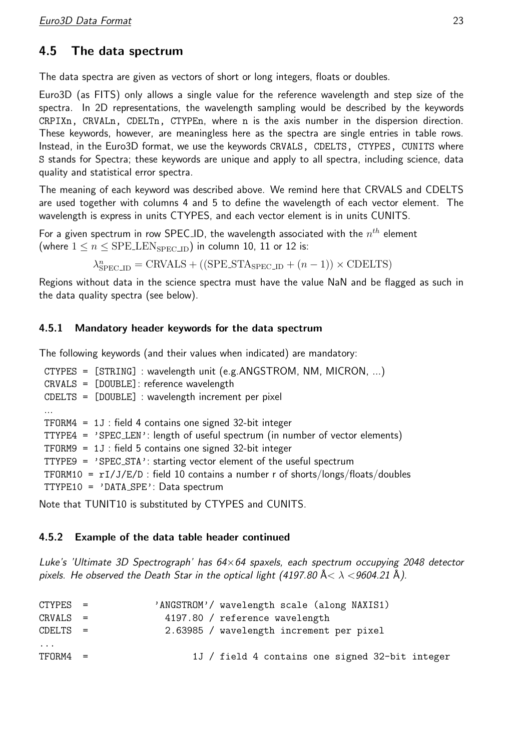## 4.5 The data spectrum

The data spectra are given as vectors of short or long integers, floats or doubles.

Euro3D (as FITS) only allows a single value for the reference wavelength and step size of the spectra. In 2D representations, the wavelength sampling would be described by the keywords `CRPIXn, CRVALn, CDELTn, CTYPEn`, where `n` is the axis number in the dispersion direction. These keywords, however, are meaningless here as the spectra are single entries in table rows. Instead, in the Euro3D format, we use the keywords `CRVALS, CDELTS, CTYPES, CUNITS` where `S` stands for Spectra; these keywords are unique and apply to all spectra, including science, data quality and statistical error spectra.

The meaning of each keyword was described above. We remind here that CRVALS and CDELTS are used together with columns 4 and 5 to define the wavelength of each vector element. The wavelength is express in units CTYPES, and each vector element is in units CUNITS.

For a given spectrum in row SPEC_ID, the wavelength associated with the $n^{th}$ element (where $1 \leq n \leq \mathrm{SPE\_LEN}_{\mathrm{SPEC\_ID}}$) in column 10, 11 or 12 is:

$$\lambda^{n}_{\mathrm{SPEC\_ID}} = \mathrm{CRVALS} + ((\mathrm{SPE\_STA}_{\mathrm{SPEC\_ID}} + (n-1)) \times \mathrm{CDELTS})$$

Regions without data in the science spectra must have the value NaN and be flagged as such in the data quality spectra (see below).

### 4.5.1 Mandatory header keywords for the data spectrum

The following keywords (and their values when indicated) are mandatory:

CTYPES = [STRING] : wavelength unit (e.g.ANGSTROM, NM, MICRON, ...)
CRVALS = [DOUBLE]: reference wavelength
CDELTS = [DOUBLE] : wavelength increment per pixel
...
TFORM4 = 1J : field 4 contains one signed 32-bit integer
TTYPE4 = 'SPEC_LEN': length of useful spectrum (in number of vector elements)
TFORM9 = 1J : field 5 contains one signed 32-bit integer
TTYPE9 = 'SPEC_STA': starting vector element of the useful spectrum
TFORM10 = rI/J/E/D : field 10 contains a number r of shorts/longs/floats/doubles
TTYPE10 = 'DATA_SPE': Data spectrum

Note that TUNIT10 is substituted by CTYPES and CUNITS.

### 4.5.2 Example of the data table header continued

*Luke's 'Ultimate 3D Spectrograph' has 64×64 spaxels, each spectrum occupying 2048 detector pixels. He observed the Death Star in the optical light (4197.80 Å< $\lambda$ <9604.21 Å).*

```
CTYPES  =            'ANGSTROM'/ wavelength scale (along NAXIS1)
CRVALS  =              4197.80 / reference wavelength
CDELTS  =              2.63985 / wavelength increment per pixel
...
TFORM4  =                   1J / field 4 contains one signed 32-bit integer
```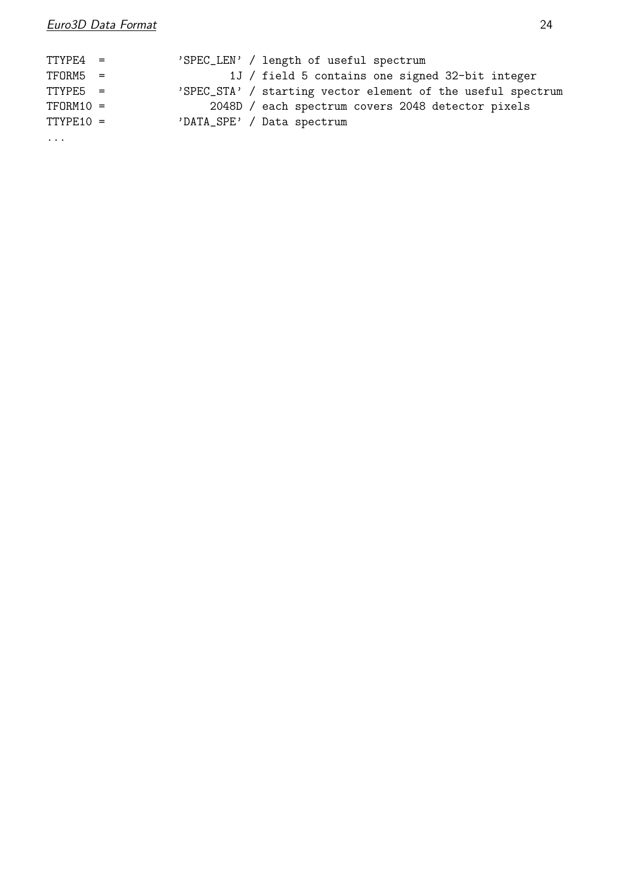```
TTYPE4  =           'SPEC_LEN' / length of useful spectrum
TFORM5  =                   1J / field 5 contains one signed 32-bit integer
TTYPE5  =           'SPEC_STA' / starting vector element of the useful spectrum
TFORM10 =                2048D / each spectrum covers 2048 detector pixels
TTYPE10 =           'DATA_SPE' / Data spectrum
...
```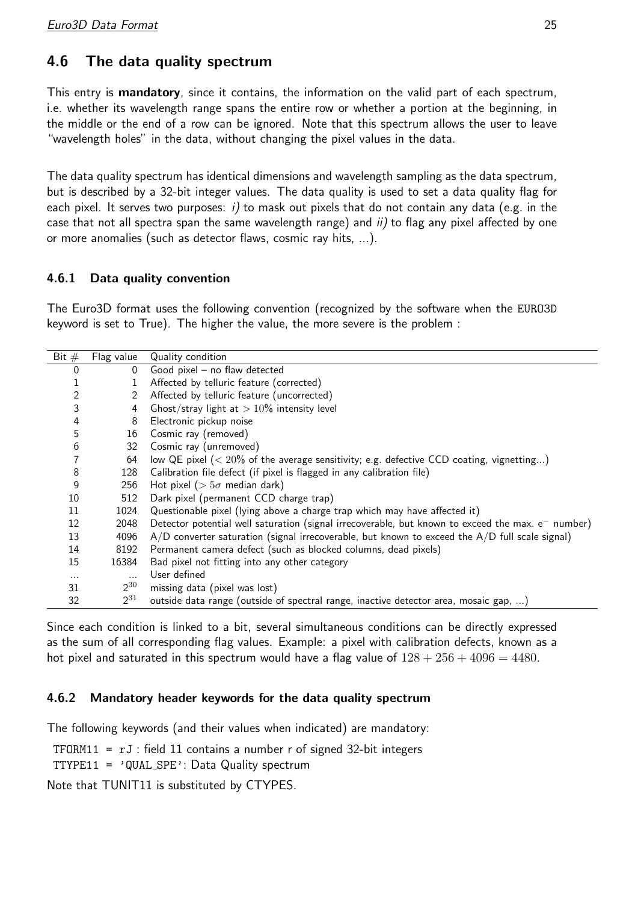## 4.6 The data quality spectrum

This entry is **mandatory**, since it contains, the information on the valid part of each spectrum, i.e. whether its wavelength range spans the entire row or whether a portion at the beginning, in the middle or the end of a row can be ignored. Note that this spectrum allows the user to leave "wavelength holes" in the data, without changing the pixel values in the data.

The data quality spectrum has identical dimensions and wavelength sampling as the data spectrum, but is described by a 32-bit integer values. The data quality is used to set a data quality flag for each pixel. It serves two purposes: *i)* to mask out pixels that do not contain any data (e.g. in the case that not all spectra span the same wavelength range) and *ii)* to flag any pixel affected by one or more anomalies (such as detector flaws, cosmic ray hits, ...).

### 4.6.1 Data quality convention

The Euro3D format uses the following convention (recognized by the software when the EURO3D keyword is set to True). The higher the value, the more severe is the problem :

| Bit # | Flag value | Quality condition |
|---|---|---|
| 0 | 0 | Good pixel – no flaw detected |
| 1 | 1 | Affected by telluric feature (corrected) |
| 2 | 2 | Affected by telluric feature (uncorrected) |
| 3 | 4 | Ghost/stray light at $> 10\%$ intensity level |
| 4 | 8 | Electronic pickup noise |
| 5 | 16 | Cosmic ray (removed) |
| 6 | 32 | Cosmic ray (unremoved) |
| 7 | 64 | low QE pixel ($< 20\%$ of the average sensitivity; e.g. defective CCD coating, vignetting...) |
| 8 | 128 | Calibration file defect (if pixel is flagged in any calibration file) |
| 9 | 256 | Hot pixel ($> 5\sigma$ median dark) |
| 10 | 512 | Dark pixel (permanent CCD charge trap) |
| 11 | 1024 | Questionable pixel (lying above a charge trap which may have affected it) |
| 12 | 2048 | Detector potential well saturation (signal irrecoverable, but known to exceed the max. $e^-$ number) |
| 13 | 4096 | A/D converter saturation (signal irrecoverable, but known to exceed the A/D full scale signal) |
| 14 | 8192 | Permanent camera defect (such as blocked columns, dead pixels) |
| 15 | 16384 | Bad pixel not fitting into any other category |
| ... | ... | User defined |
| 31 | $2^{30}$ | missing data (pixel was lost) |
| 32 | $2^{31}$ | outside data range (outside of spectral range, inactive detector area, mosaic gap, ...) |

Since each condition is linked to a bit, several simultaneous conditions can be directly expressed as the sum of all corresponding flag values. Example: a pixel with calibration defects, known as a hot pixel and saturated in this spectrum would have a flag value of $128 + 256 + 4096 = 4480$.

### 4.6.2 Mandatory header keywords for the data quality spectrum

The following keywords (and their values when indicated) are mandatory:

TFORM11 = rJ : field 11 contains a number r of signed 32-bit integers
TTYPE11 = 'QUAL_SPE': Data Quality spectrum

Note that TUNIT11 is substituted by CTYPES.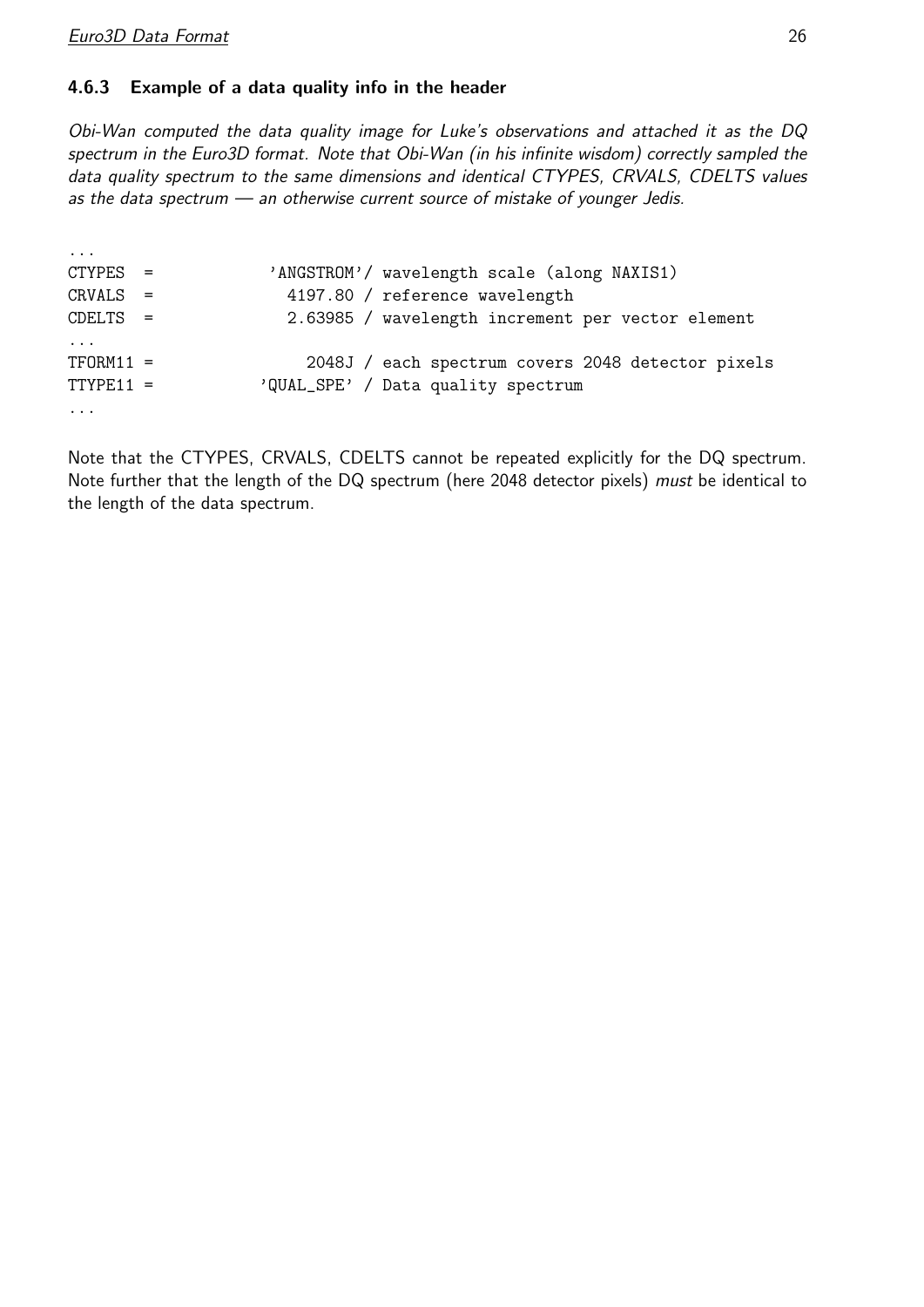### 4.6.3 Example of a data quality info in the header

*Obi-Wan computed the data quality image for Luke's observations and attached it as the DQ spectrum in the Euro3D format. Note that Obi-Wan (in his infinite wisdom) correctly sampled the data quality spectrum to the same dimensions and identical CTYPES, CRVALS, CDELTS values as the data spectrum — an otherwise current source of mistake of younger Jedis.*

```
...
CTYPES  =           'ANGSTROM'/ wavelength scale (along NAXIS1)
CRVALS  =              4197.80 / reference wavelength
CDELTS  =              2.63985 / wavelength increment per vector element
...
TFORM11 =                2048J / each spectrum covers 2048 detector pixels
TTYPE11 =           'QUAL_SPE' / Data quality spectrum
...
```

Note that the CTYPES, CRVALS, CDELTS cannot be repeated explicitly for the DQ spectrum. Note further that the length of the DQ spectrum (here 2048 detector pixels) *must* be identical to the length of the data spectrum.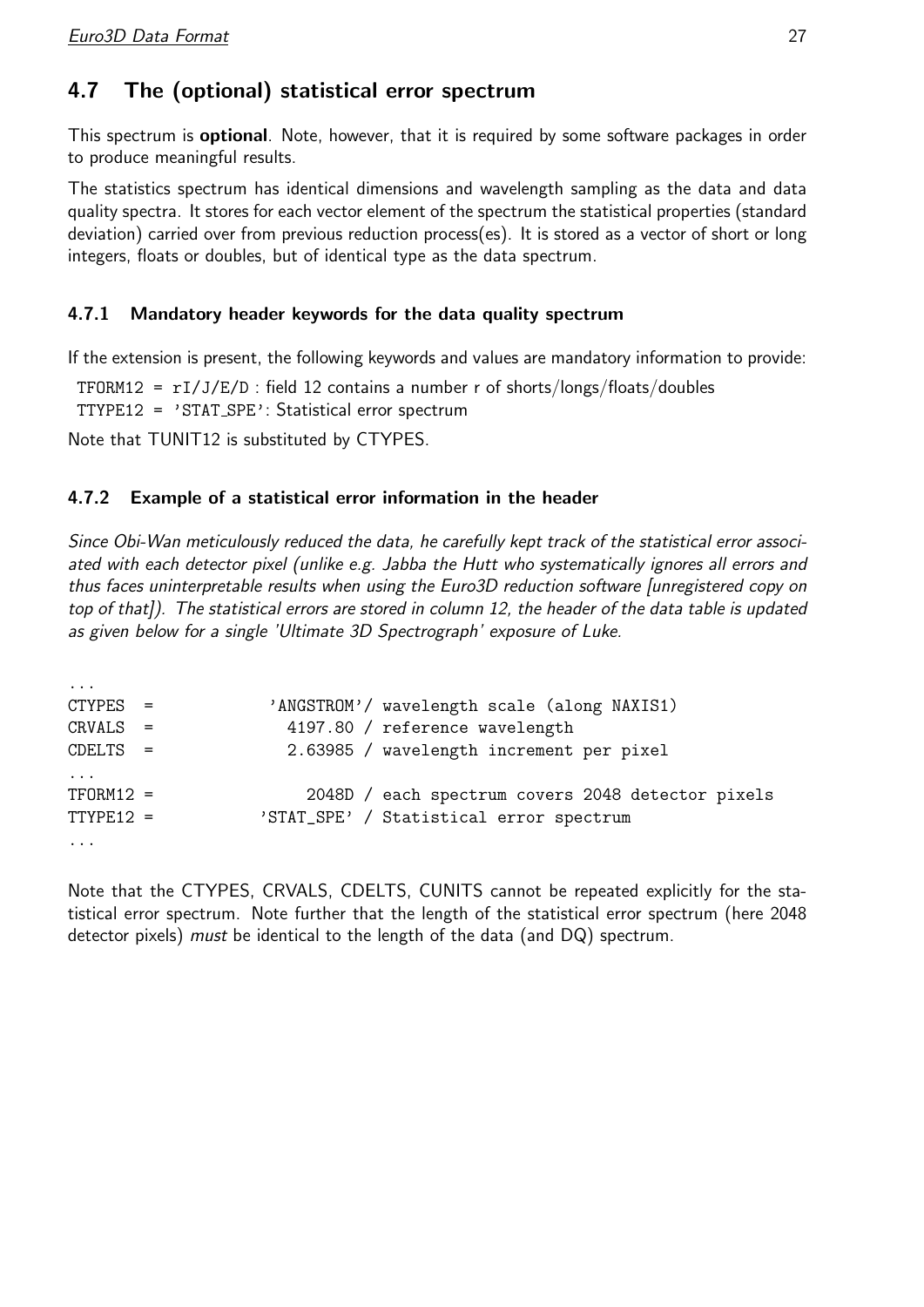## 4.7 The (optional) statistical error spectrum

This spectrum is **optional**. Note, however, that it is required by some software packages in order to produce meaningful results.

The statistics spectrum has identical dimensions and wavelength sampling as the data and data quality spectra. It stores for each vector element of the spectrum the statistical properties (standard deviation) carried over from previous reduction process(es). It is stored as a vector of short or long integers, floats or doubles, but of identical type as the data spectrum.

### 4.7.1 Mandatory header keywords for the data quality spectrum

If the extension is present, the following keywords and values are mandatory information to provide:

`TFORM12 = rI/J/E/D` : field 12 contains a number r of shorts/longs/floats/doubles
`TTYPE12 = 'STAT_SPE'`: Statistical error spectrum

Note that TUNIT12 is substituted by CTYPES.

### 4.7.2 Example of a statistical error information in the header

*Since Obi-Wan meticulously reduced the data, he carefully kept track of the statistical error associated with each detector pixel (unlike e.g. Jabba the Hutt who systematically ignores all errors and thus faces uninterpretable results when using the Euro3D reduction software [unregistered copy on top of that]). The statistical errors are stored in column 12, the header of the data table is updated as given below for a single 'Ultimate 3D Spectrograph' exposure of Luke.*

```
...
CTYPES  =           'ANGSTROM'/ wavelength scale (along NAXIS1)
CRVALS  =              4197.80 / reference wavelength
CDELTS  =              2.63985 / wavelength increment per pixel
...
TFORM12 =                2048D / each spectrum covers 2048 detector pixels
TTYPE12 =           'STAT_SPE' / Statistical error spectrum
...
```

Note that the CTYPES, CRVALS, CDELTS, CUNITS cannot be repeated explicitly for the statistical error spectrum. Note further that the length of the statistical error spectrum (here 2048 detector pixels) *must* be identical to the length of the data (and DQ) spectrum.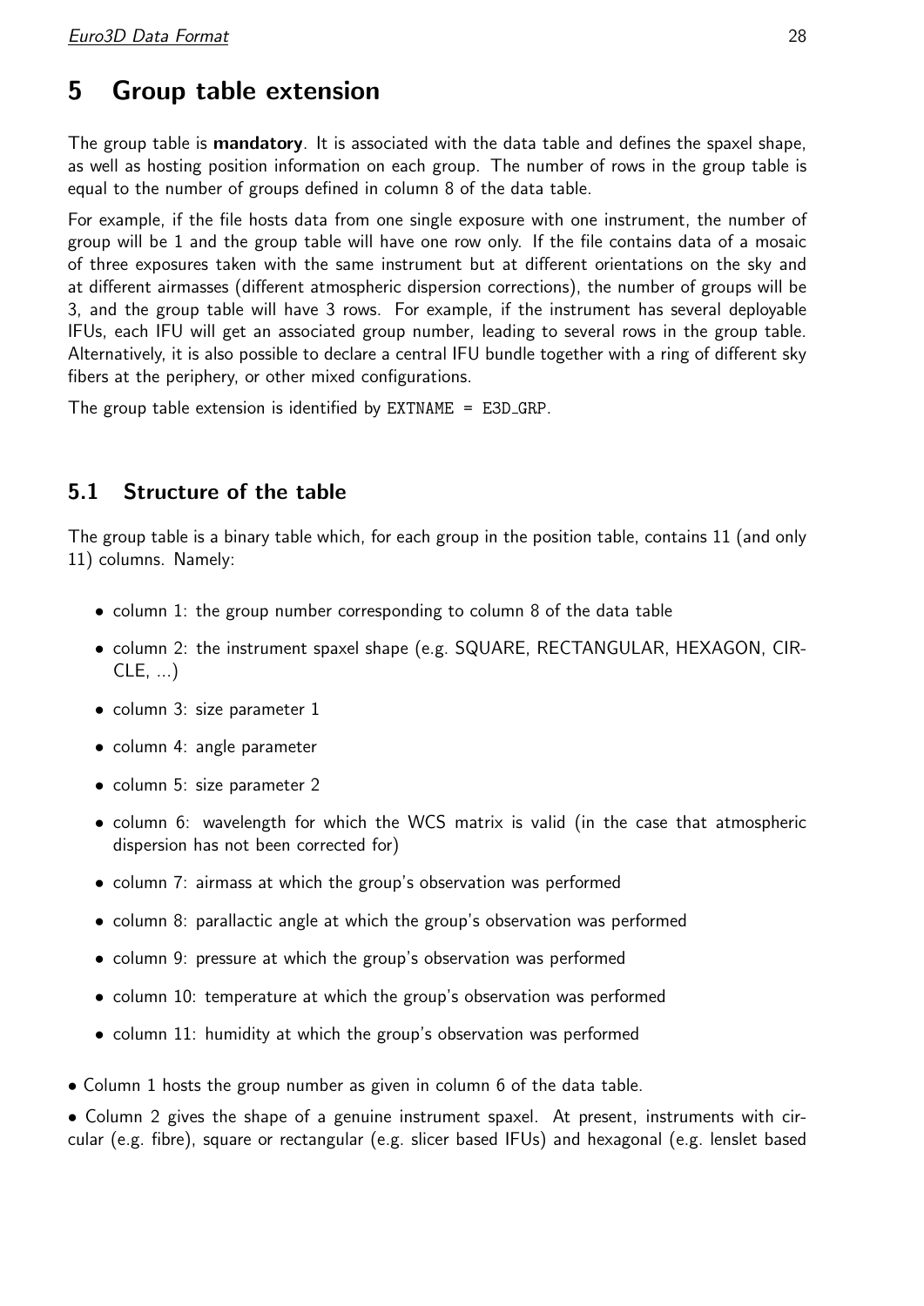# 5 Group table extension

The group table is **mandatory**. It is associated with the data table and defines the spaxel shape, as well as hosting position information on each group. The number of rows in the group table is equal to the number of groups defined in column 8 of the data table.

For example, if the file hosts data from one single exposure with one instrument, the number of group will be 1 and the group table will have one row only. If the file contains data of a mosaic of three exposures taken with the same instrument but at different orientations on the sky and at different airmasses (different atmospheric dispersion corrections), the number of groups will be 3, and the group table will have 3 rows. For example, if the instrument has several deployable IFUs, each IFU will get an associated group number, leading to several rows in the group table. Alternatively, it is also possible to declare a central IFU bundle together with a ring of different sky fibers at the periphery, or other mixed configurations.

The group table extension is identified by `EXTNAME = E3D_GRP`.

## 5.1 Structure of the table

The group table is a binary table which, for each group in the position table, contains 11 (and only 11) columns. Namely:

- column 1: the group number corresponding to column 8 of the data table
- column 2: the instrument spaxel shape (e.g. SQUARE, RECTANGULAR, HEXAGON, CIRCLE, ...)
- column 3: size parameter 1
- column 4: angle parameter
- column 5: size parameter 2
- column 6: wavelength for which the WCS matrix is valid (in the case that atmospheric dispersion has not been corrected for)
- column 7: airmass at which the group's observation was performed
- column 8: parallactic angle at which the group's observation was performed
- column 9: pressure at which the group's observation was performed
- column 10: temperature at which the group's observation was performed
- column 11: humidity at which the group's observation was performed

• Column 1 hosts the group number as given in column 6 of the data table.

• Column 2 gives the shape of a genuine instrument spaxel. At present, instruments with circular (e.g. fibre), square or rectangular (e.g. slicer based IFUs) and hexagonal (e.g. lenslet based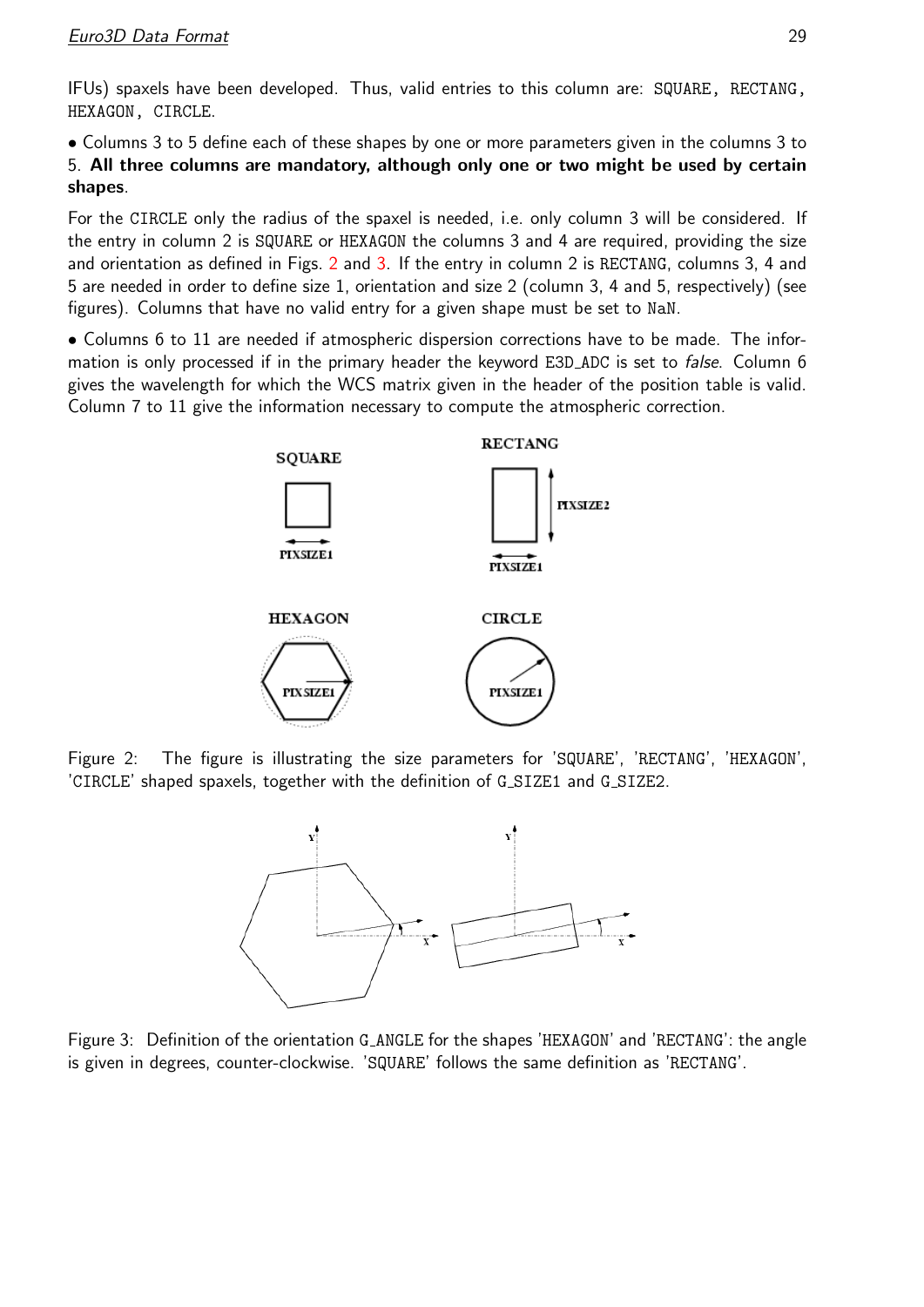IFUs) spaxels have been developed. Thus, valid entries to this column are: SQUARE, RECTANG, HEXAGON, CIRCLE.

• Columns 3 to 5 define each of these shapes by one or more parameters given in the columns 3 to 5. **All three columns are mandatory, although only one or two might be used by certain shapes**.

For the CIRCLE only the radius of the spaxel is needed, i.e. only column 3 will be considered. If the entry in column 2 is SQUARE or HEXAGON the columns 3 and 4 are required, providing the size and orientation as defined in Figs. 2 and 3. If the entry in column 2 is RECTANG, columns 3, 4 and 5 are needed in order to define size 1, orientation and size 2 (column 3, 4 and 5, respectively) (see figures). Columns that have no valid entry for a given shape must be set to NaN.

• Columns 6 to 11 are needed if atmospheric dispersion corrections have to be made. The information is only processed if in the primary header the keyword E3D_ADC is set to *false*. Column 6 gives the wavelength for which the WCS matrix given in the header of the position table is valid. Column 7 to 11 give the information necessary to compute the atmospheric correction.

Figure 2: The figure is illustrating the size parameters for 'SQUARE', 'RECTANG', 'HEXAGON', 'CIRCLE' shaped spaxels, together with the definition of G_SIZE1 and G_SIZE2.

Figure 3: Definition of the orientation G_ANGLE for the shapes 'HEXAGON' and 'RECTANG': the angle is given in degrees, counter-clockwise. 'SQUARE' follows the same definition as 'RECTANG'.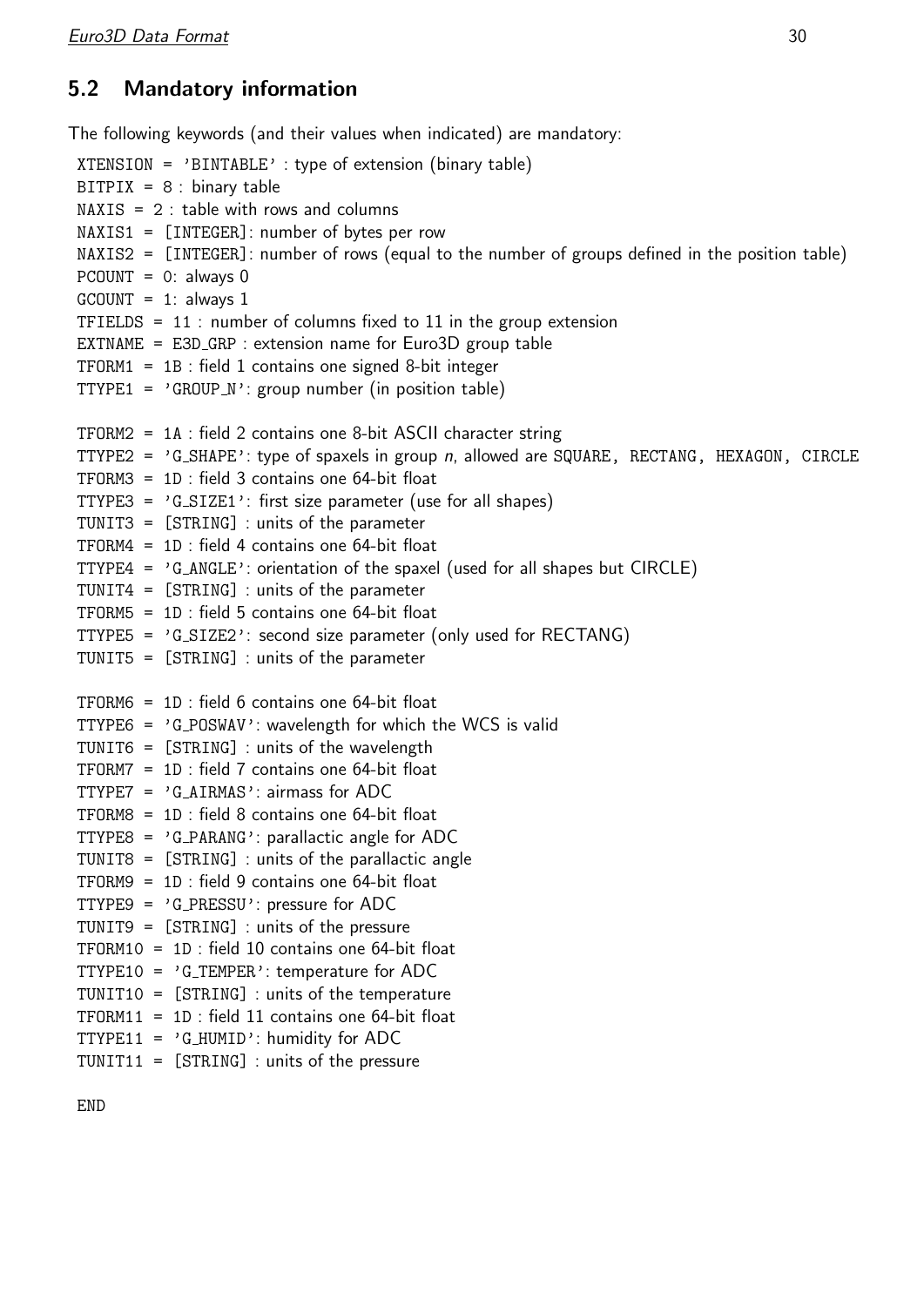## 5.2 Mandatory information

The following keywords (and their values when indicated) are mandatory:

XTENSION = 'BINTABLE' : type of extension (binary table)
BITPIX = 8 : binary table
NAXIS = 2 : table with rows and columns
NAXIS1 = [INTEGER]: number of bytes per row
NAXIS2 = [INTEGER]: number of rows (equal to the number of groups defined in the position table)
PCOUNT = 0: always 0
GCOUNT = 1: always 1
TFIELDS = 11 : number of columns fixed to 11 in the group extension
EXTNAME = E3D_GRP : extension name for Euro3D group table
TFORM1 = 1B : field 1 contains one signed 8-bit integer
TTYPE1 = 'GROUP_N': group number (in position table)

TFORM2 = 1A : field 2 contains one 8-bit ASCII character string
TTYPE2 = 'G_SHAPE': type of spaxels in group *n*, allowed are SQUARE, RECTANG, HEXAGON, CIRCLE
TFORM3 = 1D : field 3 contains one 64-bit float
TTYPE3 = 'G_SIZE1': first size parameter (use for all shapes)
TUNIT3 = [STRING] : units of the parameter
TFORM4 = 1D : field 4 contains one 64-bit float
TTYPE4 = 'G_ANGLE': orientation of the spaxel (used for all shapes but CIRCLE)
TUNIT4 = [STRING] : units of the parameter
TFORM5 = 1D : field 5 contains one 64-bit float
TTYPE5 = 'G_SIZE2': second size parameter (only used for RECTANG)
TUNIT5 = [STRING] : units of the parameter

TFORM6 = 1D : field 6 contains one 64-bit float
TTYPE6 = 'G_POSWAV': wavelength for which the WCS is valid
TUNIT6 = [STRING] : units of the wavelength
TFORM7 = 1D : field 7 contains one 64-bit float
TTYPE7 = 'G_AIRMAS': airmass for ADC
TFORM8 = 1D : field 8 contains one 64-bit float
TTYPE8 = 'G_PARANG': parallactic angle for ADC
TUNIT8 = [STRING] : units of the parallactic angle
TFORM9 = 1D : field 9 contains one 64-bit float
TTYPE9 = 'G_PRESSU': pressure for ADC
TUNIT9 = [STRING] : units of the pressure
TFORM10 = 1D : field 10 contains one 64-bit float
TTYPE10 = 'G_TEMPER': temperature for ADC
TUNIT10 = [STRING] : units of the temperature
TFORM11 = 1D : field 11 contains one 64-bit float
TTYPE11 = 'G_HUMID': humidity for ADC
TUNIT11 = [STRING] : units of the pressure

END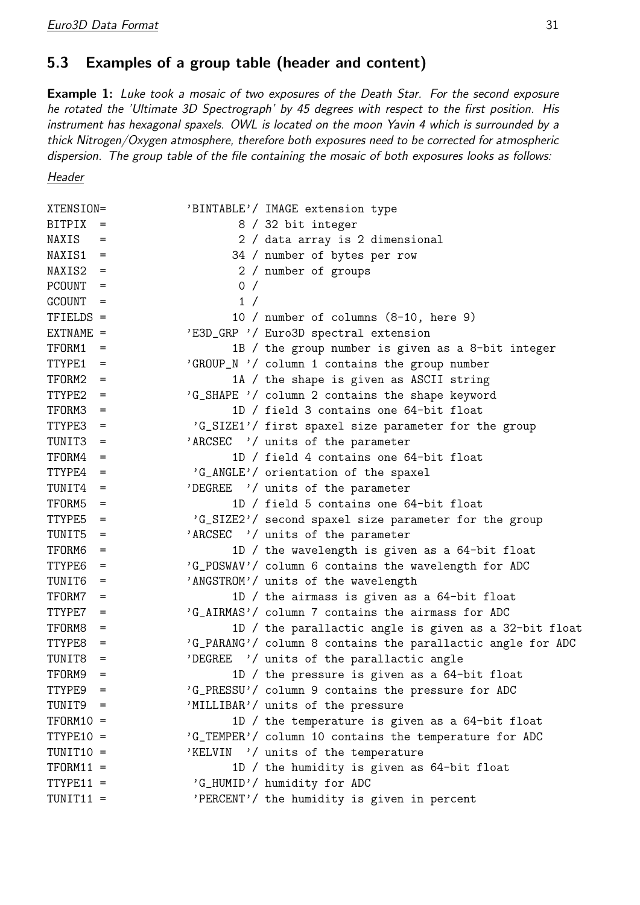## 5.3 Examples of a group table (header and content)

**Example 1:** *Luke took a mosaic of two exposures of the Death Star. For the second exposure he rotated the 'Ultimate 3D Spectrograph' by 45 degrees with respect to the first position. His instrument has hexagonal spaxels. OWL is located on the moon Yavin 4 which is surrounded by a thick Nitrogen/Oxygen atmosphere, therefore both exposures need to be corrected for atmospheric dispersion. The group table of the file containing the mosaic of both exposures looks as follows:*

Header

```
XTENSION=           'BINTABLE'/ IMAGE extension type
BITPIX  =                   8 / 32 bit integer
NAXIS   =                   2 / data array is 2 dimensional
NAXIS1  =                  34 / number of bytes per row
NAXIS2  =                   2 / number of groups
PCOUNT  =                   0 /
GCOUNT  =                   1 /
TFIELDS =                  10 / number of columns (8-10, here 9)
EXTNAME =           'E3D_GRP '/ Euro3D spectral extension
TFORM1  =                  1B / the group number is given as a 8-bit integer
TTYPE1  =           'GROUP_N '/ column 1 contains the group number
TFORM2  =                  1A / the shape is given as ASCII string
TTYPE2  =           'G_SHAPE '/ column 2 contains the shape keyword
TFORM3  =                  1D / field 3 contains one 64-bit float
TTYPE3  =            'G_SIZE1'/ first spaxel size parameter for the group
TUNIT3  =           'ARCSEC  '/ units of the parameter
TFORM4  =                  1D / field 4 contains one 64-bit float
TTYPE4  =            'G_ANGLE'/ orientation of the spaxel
TUNIT4  =           'DEGREE  '/ units of the parameter
TFORM5  =                  1D / field 5 contains one 64-bit float
TTYPE5  =            'G_SIZE2'/ second spaxel size parameter for the group
TUNIT5  =           'ARCSEC  '/ units of the parameter
TFORM6  =                  1D / the wavelength is given as a 64-bit float
TTYPE6  =           'G_POSWAV'/ column 6 contains the wavelength for ADC
TUNIT6  =           'ANGSTROM'/ units of the wavelength
TFORM7  =                  1D / the airmass is given as a 64-bit float
TTYPE7  =           'G_AIRMAS'/ column 7 contains the airmass for ADC
TFORM8  =                  1D / the parallactic angle is given as a 32-bit float
TTYPE8  =           'G_PARANG'/ column 8 contains the parallactic angle for ADC
TUNIT8  =           'DEGREE  '/ units of the parallactic angle
TFORM9  =                  1D / the pressure is given as a 64-bit float
TTYPE9  =           'G_PRESSU'/ column 9 contains the pressure for ADC
TUNIT9  =           'MILLIBAR'/ units of the pressure
TFORM10 =                  1D / the temperature is given as a 64-bit float
TTYPE10 =           'G_TEMPER'/ column 10 contains the temperature for ADC
TUNIT10 =           'KELVIN  '/ units of the temperature
TFORM11 =                  1D / the humidity is given as 64-bit float
TTYPE11 =             'G_HUMID'/ humidity for ADC
TUNIT11 =            'PERCENT'/ the humidity is given in percent
```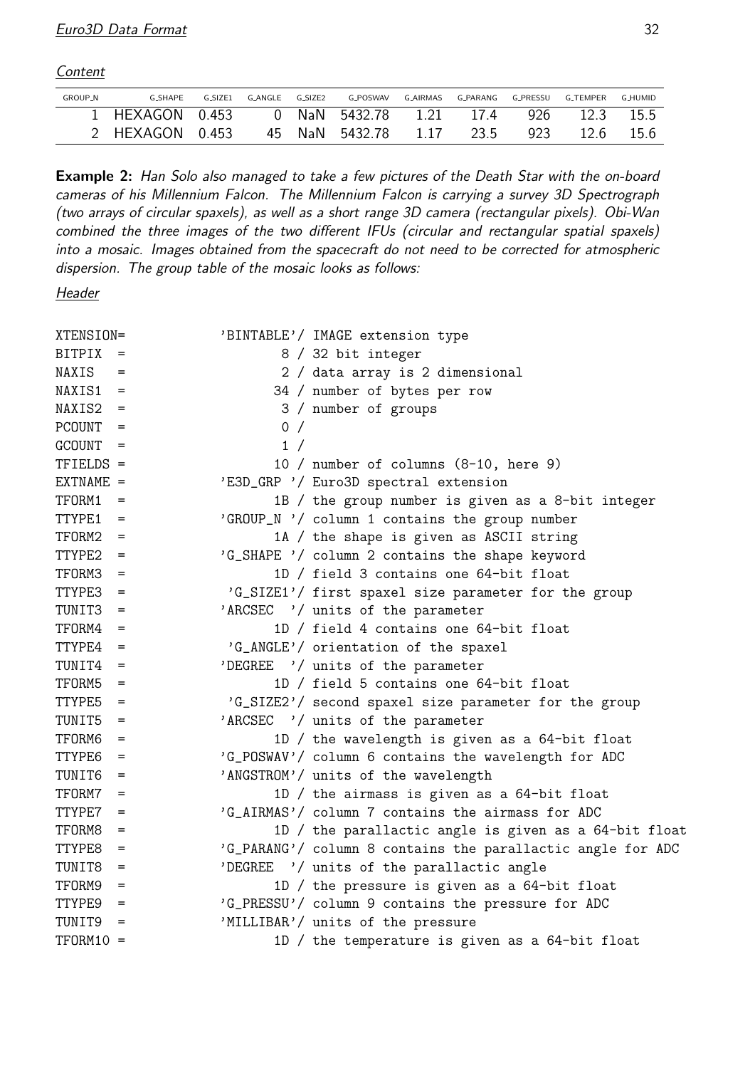*Content*

| GROUP_N | G_SHAPE | G_SIZE1 | G_ANGLE | G_SIZE2 | G_POSWAV | G_AIRMAS | G_PARANG | G_PRESSU | G_TEMPER | G_HUMID |
|---|---|---|---|---|---|---|---|---|---|---|
| 1 | HEXAGON | 0.453 | 0 | NaN | 5432.78 | 1.21 | 17.4 | 926 | 12.3 | 15.5 |
| 2 | HEXAGON | 0.453 | 45 | NaN | 5432.78 | 1.17 | 23.5 | 923 | 12.6 | 15.6 |

**Example 2:** *Han Solo also managed to take a few pictures of the Death Star with the on-board cameras of his Millennium Falcon. The Millennium Falcon is carrying a survey 3D Spectrograph (two arrays of circular spaxels), as well as a short range 3D camera (rectangular pixels). Obi-Wan combined the three images of the two different IFUs (circular and rectangular spatial spaxels) into a mosaic. Images obtained from the spacecraft do not need to be corrected for atmospheric dispersion. The group table of the mosaic looks as follows:*

*Header*

```
XTENSION=           'BINTABLE'/ IMAGE extension type
BITPIX  =                   8 / 32 bit integer
NAXIS   =                   2 / data array is 2 dimensional
NAXIS1  =                  34 / number of bytes per row
NAXIS2  =                   3 / number of groups
PCOUNT  =                  0 /
GCOUNT  =                  1 /
TFIELDS =                  10 / number of columns (8-10, here 9)
EXTNAME =           'E3D_GRP '/ Euro3D spectral extension
TFORM1  =                  1B / the group number is given as a 8-bit integer
TTYPE1  =           'GROUP_N '/ column 1 contains the group number
TFORM2  =                  1A / the shape is given as ASCII string
TTYPE2  =           'G_SHAPE '/ column 2 contains the shape keyword
TFORM3  =                  1D / field 3 contains one 64-bit float
TTYPE3  =            'G_SIZE1'/ first spaxel size parameter for the group
TUNIT3  =           'ARCSEC  '/ units of the parameter
TFORM4  =                  1D / field 4 contains one 64-bit float
TTYPE4  =            'G_ANGLE'/ orientation of the spaxel
TUNIT4  =           'DEGREE  '/ units of the parameter
TFORM5  =                  1D / field 5 contains one 64-bit float
TTYPE5  =            'G_SIZE2'/ second spaxel size parameter for the group
TUNIT5  =           'ARCSEC  '/ units of the parameter
TFORM6  =                  1D / the wavelength is given as a 64-bit float
TTYPE6  =           'G_POSWAV'/ column 6 contains the wavelength for ADC
TUNIT6  =           'ANGSTROM'/ units of the wavelength
TFORM7  =                  1D / the airmass is given as a 64-bit float
TTYPE7  =           'G_AIRMAS'/ column 7 contains the airmass for ADC
TFORM8  =                  1D / the parallactic angle is given as a 64-bit float
TTYPE8  =           'G_PARANG'/ column 8 contains the parallactic angle for ADC
TUNIT8  =           'DEGREE  '/ units of the parallactic angle
TFORM9  =                  1D / the pressure is given as a 64-bit float
TTYPE9  =           'G_PRESSU'/ column 9 contains the pressure for ADC
TUNIT9  =           'MILLIBAR'/ units of the pressure
TFORM10 =                  1D / the temperature is given as a 64-bit float
```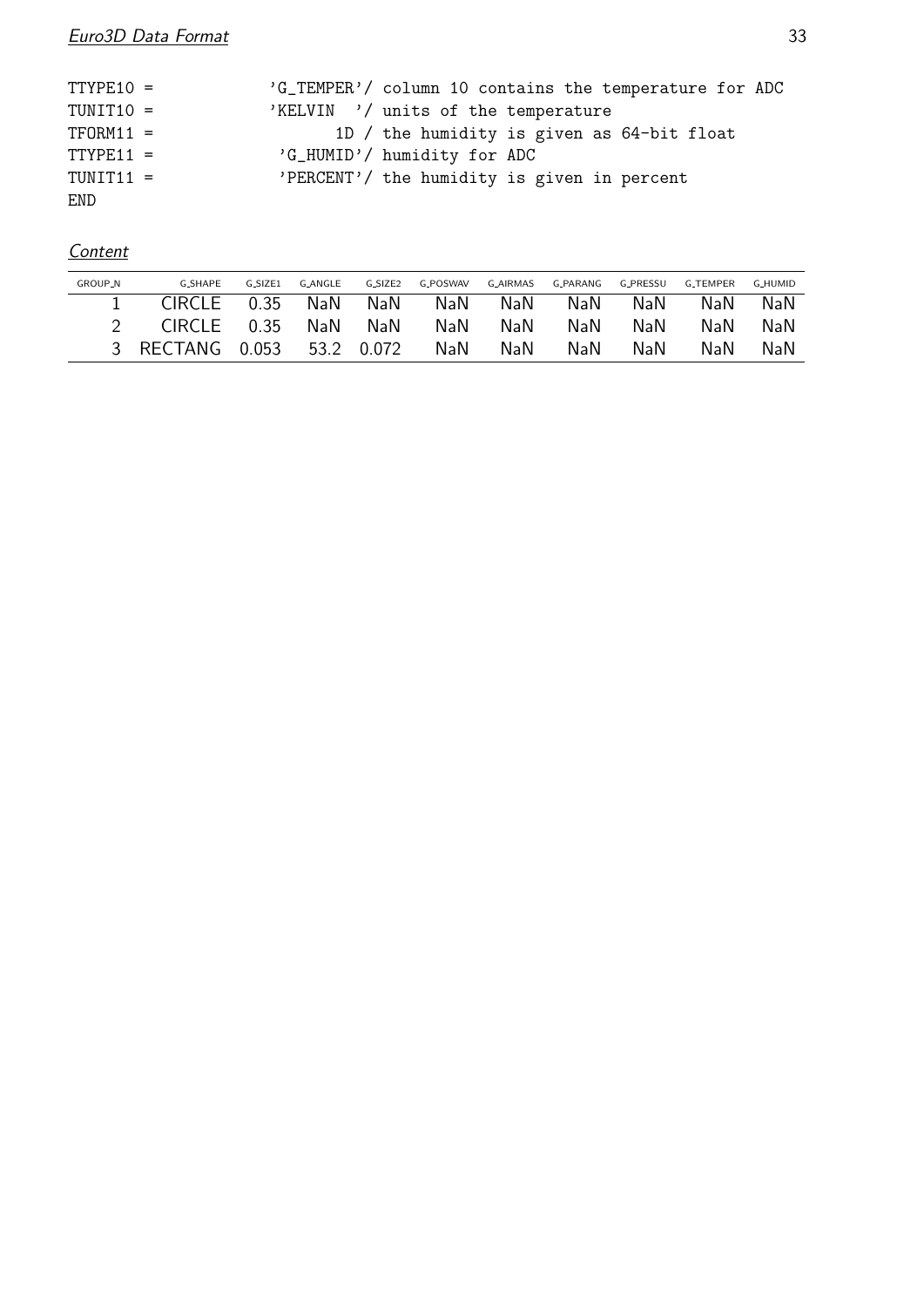```
TTYPE10 =           'G_TEMPER'/ column 10 contains the temperature for ADC
TUNIT10 =           'KELVIN  '/ units of the temperature
TFORM11 =                  1D / the humidity is given as 64-bit float
TTYPE11 =            'G_HUMID'/ humidity for ADC
TUNIT11 =            'PERCENT'/ the humidity is given in percent
END
```

*Content*

| GROUP_N | G_SHAPE | G_SIZE1 | G_ANGLE | G_SIZE2 | G_POSWAV | G_AIRMAS | G_PARANG | G_PRESSU | G_TEMPER | G_HUMID |
|---|---|---|---|---|---|---|---|---|---|---|
| 1 | CIRCLE | 0.35 | NaN | NaN | NaN | NaN | NaN | NaN | NaN | NaN |
| 2 | CIRCLE | 0.35 | NaN | NaN | NaN | NaN | NaN | NaN | NaN | NaN |
| 3 | RECTANG | 0.053 | 53.2 | 0.072 | NaN | NaN | NaN | NaN | NaN | NaN |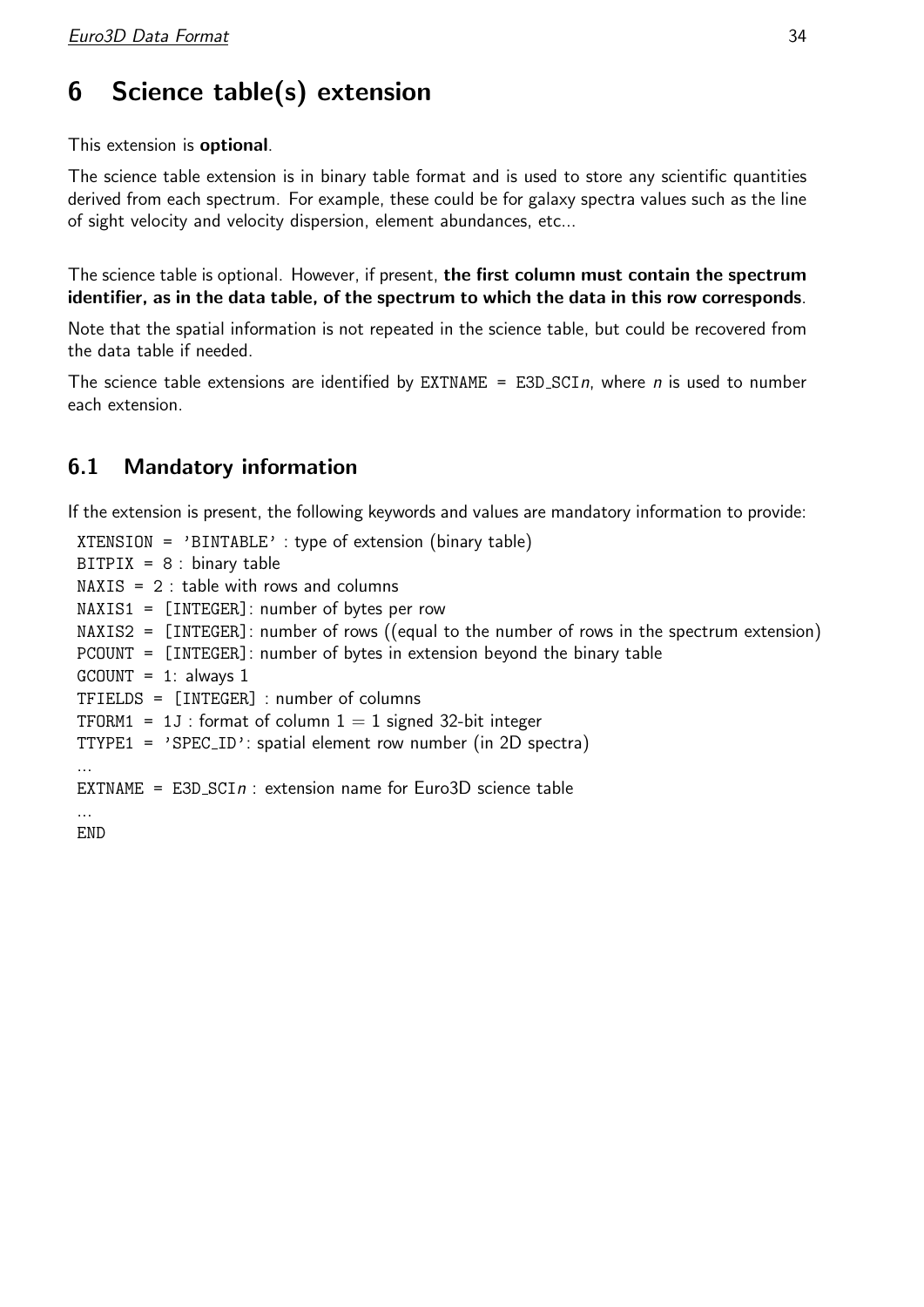# 6 Science table(s) extension

This extension is **optional**.

The science table extension is in binary table format and is used to store any scientific quantities derived from each spectrum. For example, these could be for galaxy spectra values such as the line of sight velocity and velocity dispersion, element abundances, etc...

The science table is optional. However, if present, **the first column must contain the spectrum identifier, as in the data table, of the spectrum to which the data in this row corresponds**.

Note that the spatial information is not repeated in the science table, but could be recovered from the data table if needed.

The science table extensions are identified by `EXTNAME = E3D_SCIn`, where *n* is used to number each extension.

## 6.1 Mandatory information

If the extension is present, the following keywords and values are mandatory information to provide:

```
XTENSION = 'BINTABLE' : type of extension (binary table)
BITPIX = 8 : binary table
NAXIS = 2 : table with rows and columns
NAXIS1 = [INTEGER]: number of bytes per row
NAXIS2 = [INTEGER]: number of rows ((equal to the number of rows in the spectrum extension)
PCOUNT = [INTEGER]: number of bytes in extension beyond the binary table
GCOUNT = 1: always 1
TFIELDS = [INTEGER] : number of columns
TFORM1 = 1J : format of column 1 = 1 signed 32-bit integer
TTYPE1 = 'SPEC_ID': spatial element row number (in 2D spectra)
...
EXTNAME = E3D_SCIn : extension name for Euro3D science table
...
END
```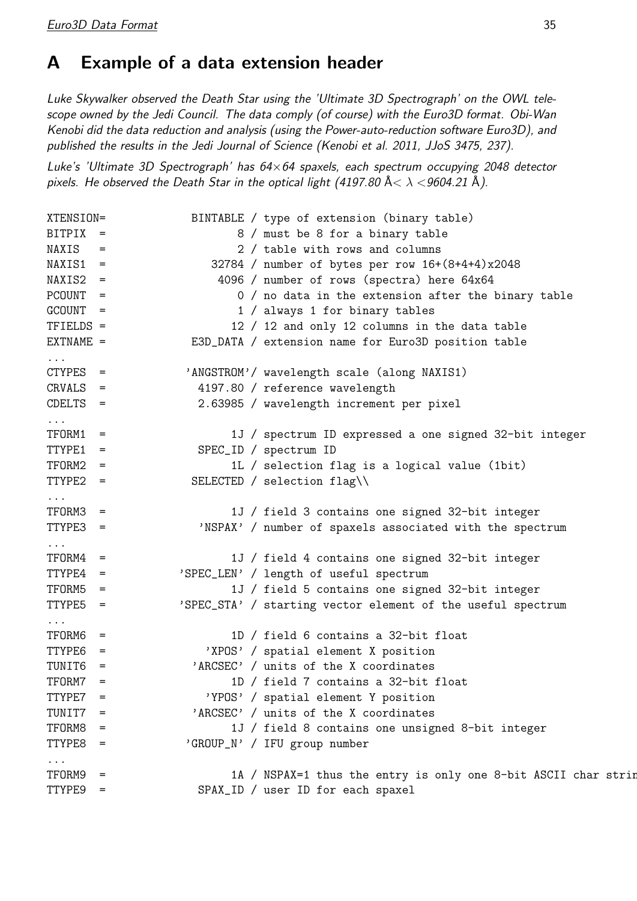# A Example of a data extension header

*Luke Skywalker observed the Death Star using the 'Ultimate 3D Spectrograph' on the OWL telescope owned by the Jedi Council. The data comply (of course) with the Euro3D format. Obi-Wan Kenobi did the data reduction and analysis (using the Power-auto-reduction software Euro3D), and published the results in the Jedi Journal of Science (Kenobi et al. 2011, JJoS 3475, 237).*

*Luke's 'Ultimate 3D Spectrograph' has 64×64 spaxels, each spectrum occupying 2048 detector pixels. He observed the Death Star in the optical light (4197.80 Å< λ <9604.21 Å).*

```
XTENSION=            BINTABLE / type of extension (binary table)
BITPIX  =                   8 / must be 8 for a binary table
NAXIS   =                   2 / table with rows and columns
NAXIS1  =               32784 / number of bytes per row 16+(8+4+4)x2048
NAXIS2  =                4096 / number of rows (spectra) here 64x64
PCOUNT  =                   0 / no data in the extension after the binary table
GCOUNT  =                   1 / always 1 for binary tables
TFIELDS =                  12 / 12 and only 12 columns in the data table
EXTNAME =            E3D_DATA / extension name for Euro3D position table
...
CTYPES  =          'ANGSTROM'/ wavelength scale (along NAXIS1)
CRVALS  =             4197.80 / reference wavelength
CDELTS  =             2.63985 / wavelength increment per pixel
...
TFORM1  =                  1J / spectrum ID expressed a one signed 32-bit integer
TTYPE1  =             SPEC_ID / spectrum ID
TFORM2  =                  1L / selection flag is a logical value (1bit)
TTYPE2  =            SELECTED / selection flag\\
...
TFORM3  =                  1J / field 3 contains one signed 32-bit integer
TTYPE3  =             'NSPAX' / number of spaxels associated with the spectrum
...
TFORM4  =                  1J / field 4 contains one signed 32-bit integer
TTYPE4  =          'SPEC_LEN' / length of useful spectrum
TFORM5  =                  1J / field 5 contains one signed 32-bit integer
TTYPE5  =          'SPEC_STA' / starting vector element of the useful spectrum
...
TFORM6  =                  1D / field 6 contains a 32-bit float
TTYPE6  =              'XPOS' / spatial element X position
TUNIT6  =            'ARCSEC' / units of the X coordinates
TFORM7  =                  1D / field 7 contains a 32-bit float
TTYPE7  =              'YPOS' / spatial element Y position
TUNIT7  =            'ARCSEC' / units of the X coordinates
TFORM8  =                  1J / field 8 contains one unsigned 8-bit integer
TTYPE8  =           'GROUP_N' / IFU group number
...
TFORM9  =                  1A / NSPAX=1 thus the entry is only one 8-bit ASCII char strin
TTYPE9  =             SPAX_ID / user ID for each spaxel
```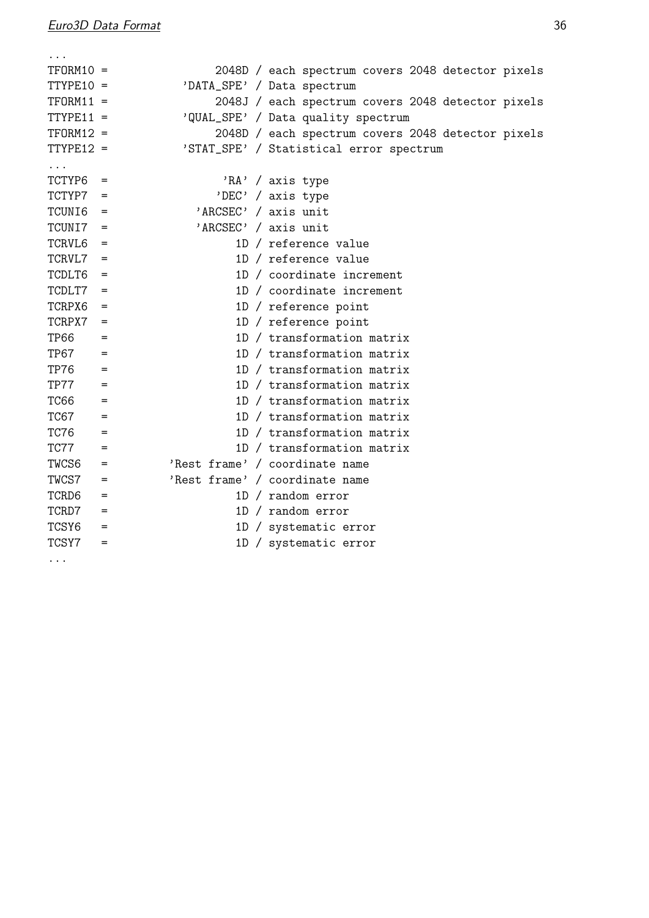```
...
TFORM10 =               2048D / each spectrum covers 2048 detector pixels
TTYPE10 =          'DATA_SPE' / Data spectrum
TFORM11 =               2048J / each spectrum covers 2048 detector pixels
TTYPE11 =          'QUAL_SPE' / Data quality spectrum
TFORM12 =               2048D / each spectrum covers 2048 detector pixels
TTYPE12 =          'STAT_SPE' / Statistical error spectrum
...
TCTYP6  =                'RA' / axis type
TCTYP7  =               'DEC' / axis type
TCUNI6  =            'ARCSEC' / axis unit
TCUNI7  =            'ARCSEC' / axis unit
TCRVL6  =                  1D / reference value
TCRVL7  =                  1D / reference value
TCDLT6  =                  1D / coordinate increment
TCDLT7  =                  1D / coordinate increment
TCRPX6  =                  1D / reference point
TCRPX7  =                  1D / reference point
TP66    =                  1D / transformation matrix
TP67    =                  1D / transformation matrix
TP76    =                  1D / transformation matrix
TP77    =                  1D / transformation matrix
TC66    =                  1D / transformation matrix
TC67    =                  1D / transformation matrix
TC76    =                  1D / transformation matrix
TC77    =                  1D / transformation matrix
TWCS6   =        'Rest frame' / coordinate name
TWCS7   =        'Rest frame' / coordinate name
TCRD6   =                  1D / random error
TCRD7   =                  1D / random error
TCSY6   =                  1D / systematic error
TCSY7   =                  1D / systematic error
...
```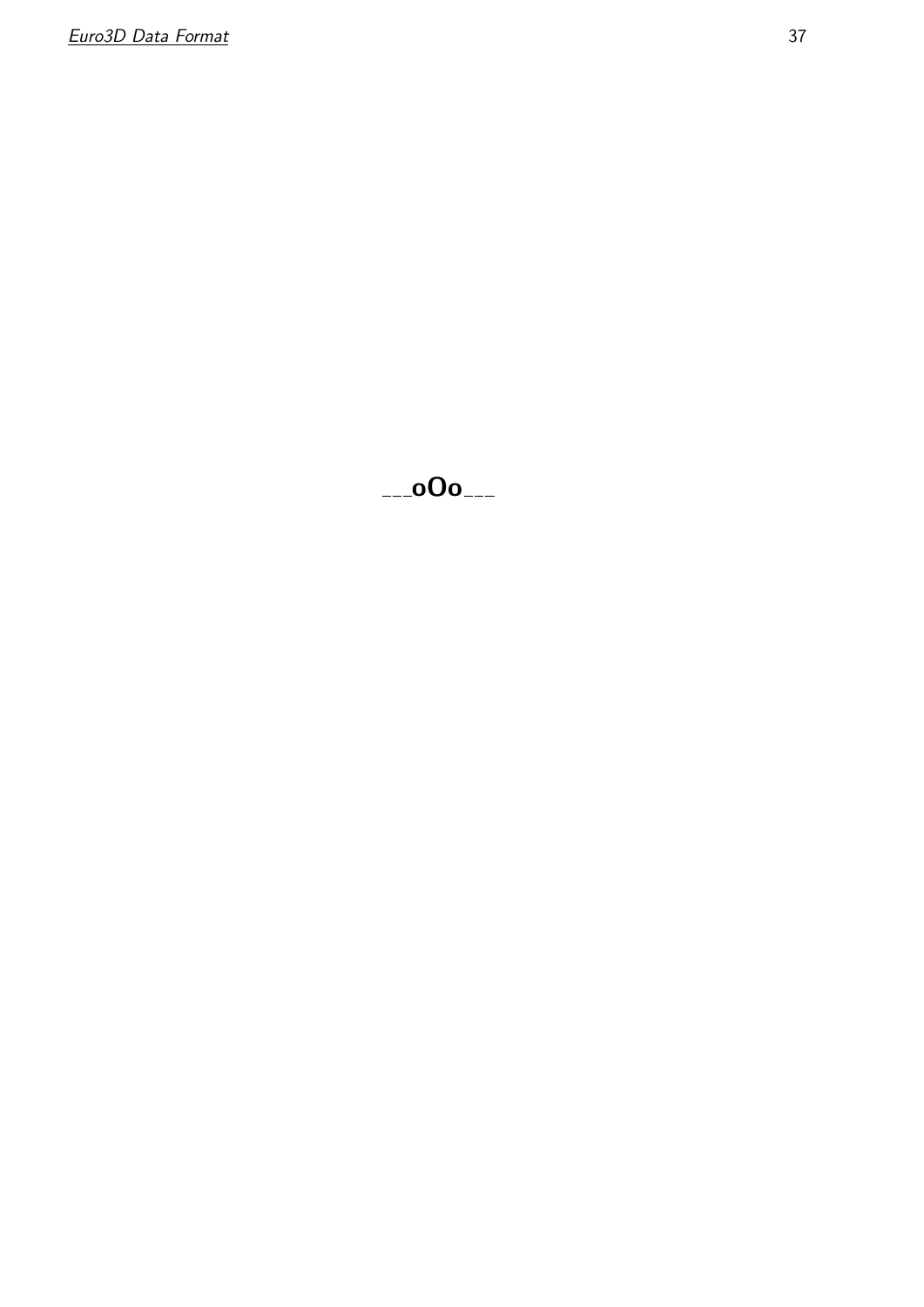___oOo___